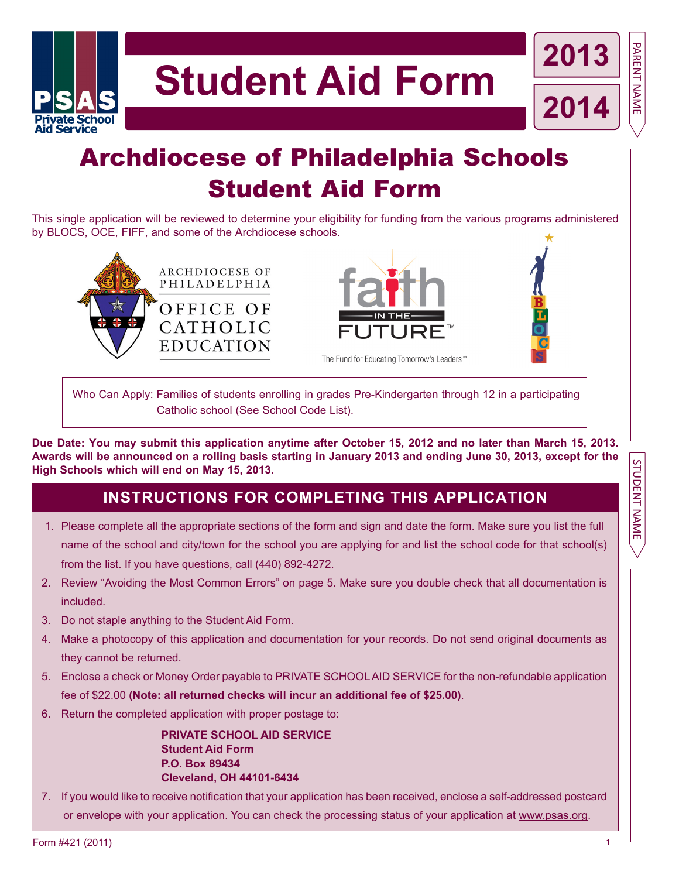# Student Aid Form

**2013**
**2014**

PSAS Private School Aid Service

PARENT NAME

# Archdiocese of Philadelphia Schools Student Aid Form

This single application will be reviewed to determine your eligibility for funding from the various programs administered by BLOCS, OCE, FIFF, and some of the Archdiocese schools.

ARCHDIOCESE OF PHILADELPHIA
OFFICE OF CATHOLIC EDUCATION

faith IN THE FUTURE™
The Fund for Educating Tomorrow's Leaders™

BLOCS

Who Can Apply: Families of students enrolling in grades Pre-Kindergarten through 12 in a participating Catholic school (See School Code List).

**Due Date: You may submit this application anytime after October 15, 2012 and no later than March 15, 2013. Awards will be announced on a rolling basis starting in January 2013 and ending June 30, 2013, except for the High Schools which will end on May 15, 2013.**

STUDENT NAME

## INSTRUCTIONS FOR COMPLETING THIS APPLICATION

1. Please complete all the appropriate sections of the form and sign and date the form. Make sure you list the full name of the school and city/town for the school you are applying for and list the school code for that school(s) from the list. If you have questions, call (440) 892-4272.
2. Review "Avoiding the Most Common Errors" on page 5. Make sure you double check that all documentation is included.
3. Do not staple anything to the Student Aid Form.
4. Make a photocopy of this application and documentation for your records. Do not send original documents as they cannot be returned.
5. Enclose a check or Money Order payable to PRIVATE SCHOOL AID SERVICE for the non-refundable application fee of $22.00 **(Note: all returned checks will incur an additional fee of $25.00)**.
6. Return the completed application with proper postage to:

   **PRIVATE SCHOOL AID SERVICE**
   **Student Aid Form**
   **P.O. Box 89434**
   **Cleveland, OH 44101-6434**

7. If you would like to receive notification that your application has been received, enclose a self-addressed postcard or envelope with your application. You can check the processing status of your application at www.psas.org.

Form #421 (2011)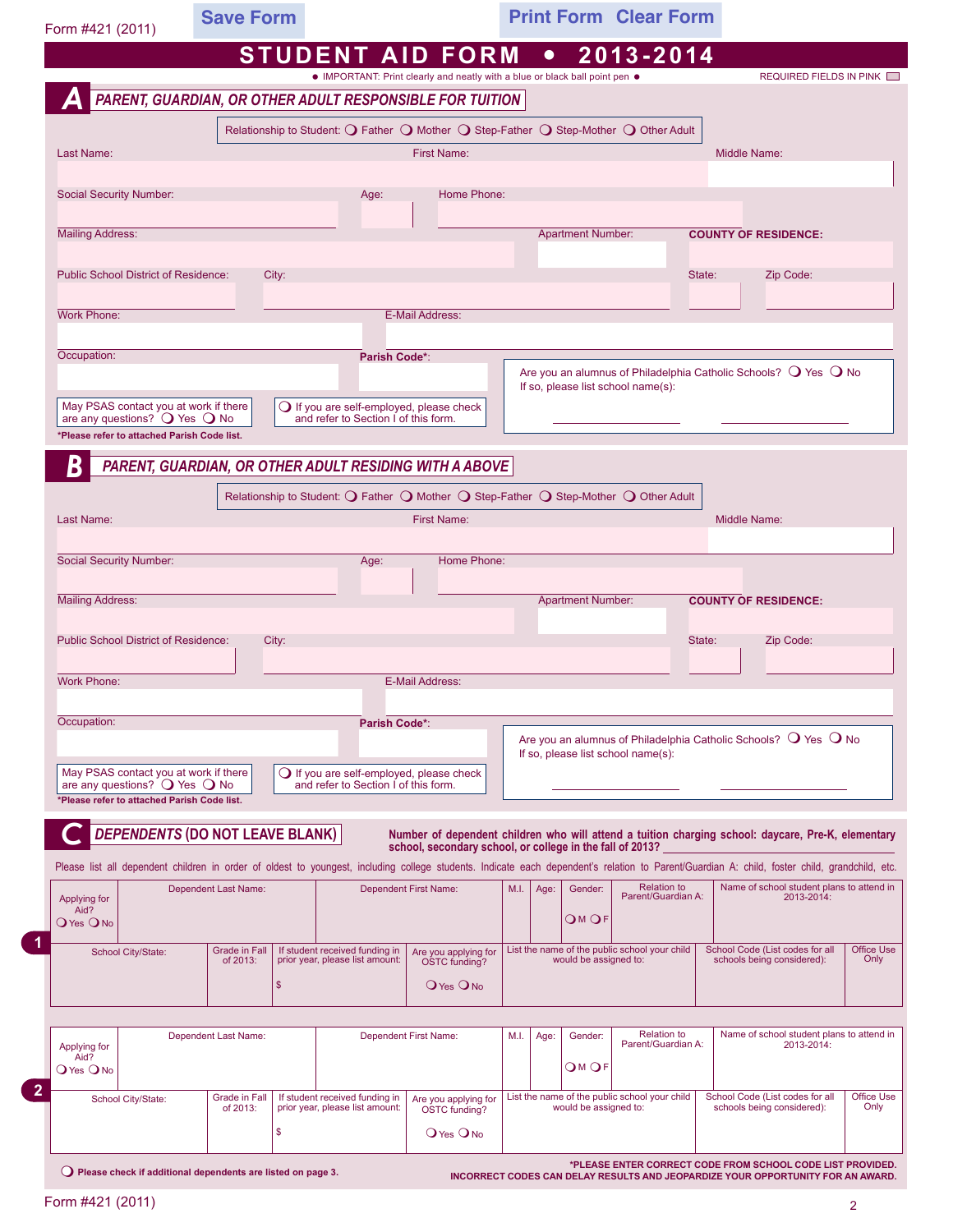Form #421 (2011)

Save Form | Print Form | Clear Form

# STUDENT AID FORM • 2013-2014

● IMPORTANT: Print clearly and neatly with a blue or black ball point pen ●

REQUIRED FIELDS IN PINK

## A PARENT, GUARDIAN, OR OTHER ADULT RESPONSIBLE FOR TUITION

Relationship to Student: ❍ Father ❍ Mother ❍ Step-Father ❍ Step-Mother ❍ Other Adult

Last Name: | First Name: | Middle Name:

Social Security Number: | Age: | Home Phone:

Mailing Address: | Apartment Number: | **COUNTY OF RESIDENCE:**

Public School District of Residence: | City: | State: | Zip Code:

Work Phone: | E-Mail Address:

Occupation: | **Parish Code***:

Are you an alumnus of Philadelphia Catholic Schools? ❍ Yes ❍ No
If so, please list school name(s):

May PSAS contact you at work if there are any questions? ❍ Yes ❍ No

❍ If you are self-employed, please check and refer to Section I of this form.

***Please refer to attached Parish Code list.**

## B PARENT, GUARDIAN, OR OTHER ADULT RESIDING WITH A ABOVE

Relationship to Student: ❍ Father ❍ Mother ❍ Step-Father ❍ Step-Mother ❍ Other Adult

Last Name: | First Name: | Middle Name:

Social Security Number: | Age: | Home Phone:

Mailing Address: | Apartment Number: | **COUNTY OF RESIDENCE:**

Public School District of Residence: | City: | State: | Zip Code:

Work Phone: | E-Mail Address:

Occupation: | **Parish Code***:

Are you an alumnus of Philadelphia Catholic Schools? ❍ Yes ❍ No
If so, please list school name(s):

May PSAS contact you at work if there are any questions? ❍ Yes ❍ No

❍ If you are self-employed, please check and refer to Section I of this form.

***Please refer to attached Parish Code list.**

## C DEPENDENTS (DO NOT LEAVE BLANK)

**Number of dependent children who will attend a tuition charging school: daycare, Pre-K, elementary school, secondary school, or college in the fall of 2013?** ____________

Please list all dependent children in order of oldest to youngest, including college students. Indicate each dependent's relation to Parent/Guardian A: child, foster child, grandchild, etc.

**1**

| Applying for Aid? ❍ Yes ❍ No | Dependent Last Name: | Dependent First Name: | M.I. | Age: | Gender: ❍ M ❍ F | Relation to Parent/Guardian A: | Name of school student plans to attend in 2013-2014: |
|---|---|---|---|---|---|---|---|
| | | | | | | | |

| School City/State: | Grade in Fall of 2013: | If student received funding in prior year, please list amount: $ | Are you applying for OSTC funding? ❍ Yes ❍ No | List the name of the public school your child would be assigned to: | School Code (List codes for all schools being considered): | Office Use Only |
|---|---|---|---|---|---|---|
| | | | | | | |

**2**

| Applying for Aid? ❍ Yes ❍ No | Dependent Last Name: | Dependent First Name: | M.I. | Age: | Gender: ❍ M ❍ F | Relation to Parent/Guardian A: | Name of school student plans to attend in 2013-2014: |
|---|---|---|---|---|---|---|---|
| | | | | | | | |

| School City/State: | Grade in Fall of 2013: | If student received funding in prior year, please list amount: $ | Are you applying for OSTC funding? ❍ Yes ❍ No | List the name of the public school your child would be assigned to: | School Code (List codes for all schools being considered): | Office Use Only |
|---|---|---|---|---|---|---|
| | | | | | | |

❍ **Please check if additional dependents are listed on page 3.**

***PLEASE ENTER CORRECT CODE FROM SCHOOL CODE LIST PROVIDED. INCORRECT CODES CAN DELAY RESULTS AND JEOPARDIZE YOUR OPPORTUNITY FOR AN AWARD.**

Form #421 (2011)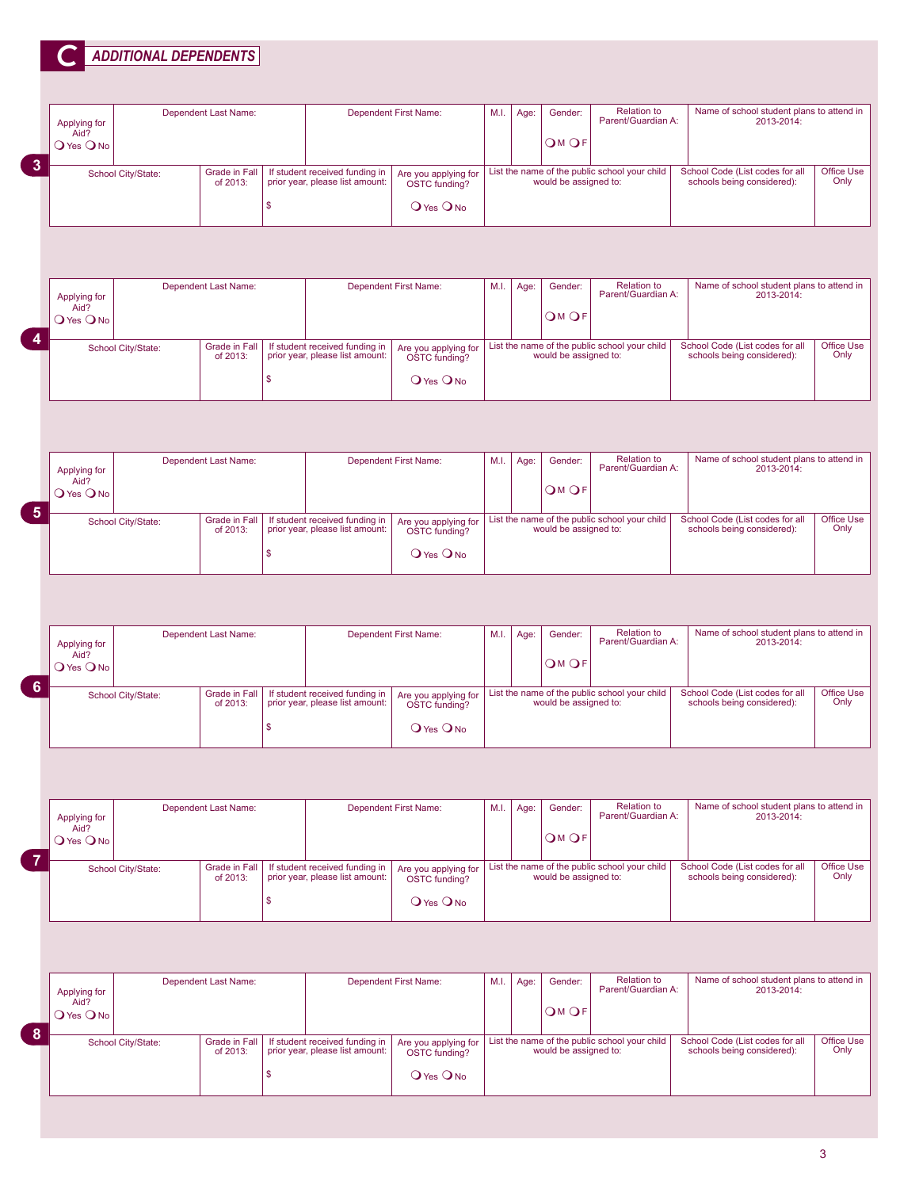## C ADDITIONAL DEPENDENTS

**3**

| Applying for Aid? | Dependent Last Name: | Dependent First Name: | M.I. | Age: | Gender: | Relation to Parent/Guardian A: | Name of school student plans to attend in 2013-2014: |
|---|---|---|---|---|---|---|---|
| ❍ Yes ❍ No | | | | | ❍ M ❍ F | | |

| School City/State: | Grade in Fall of 2013: | If student received funding in prior year, please list amount: | Are you applying for OSTC funding? | List the name of the public school your child would be assigned to: | School Code (List codes for all schools being considered): | Office Use Only |
|---|---|---|---|---|---|---|
| | | $ | ❍ Yes ❍ No | | | |

**4**

| Applying for Aid? | Dependent Last Name: | Dependent First Name: | M.I. | Age: | Gender: | Relation to Parent/Guardian A: | Name of school student plans to attend in 2013-2014: |
|---|---|---|---|---|---|---|---|
| ❍ Yes ❍ No | | | | | ❍ M ❍ F | | |

| School City/State: | Grade in Fall of 2013: | If student received funding in prior year, please list amount: | Are you applying for OSTC funding? | List the name of the public school your child would be assigned to: | School Code (List codes for all schools being considered): | Office Use Only |
|---|---|---|---|---|---|---|
| | | $ | ❍ Yes ❍ No | | | |

**5**

| Applying for Aid? | Dependent Last Name: | Dependent First Name: | M.I. | Age: | Gender: | Relation to Parent/Guardian A: | Name of school student plans to attend in 2013-2014: |
|---|---|---|---|---|---|---|---|
| ❍ Yes ❍ No | | | | | ❍ M ❍ F | | |

| School City/State: | Grade in Fall of 2013: | If student received funding in prior year, please list amount: | Are you applying for OSTC funding? | List the name of the public school your child would be assigned to: | School Code (List codes for all schools being considered): | Office Use Only |
|---|---|---|---|---|---|---|
| | | $ | ❍ Yes ❍ No | | | |

**6**

| Applying for Aid? | Dependent Last Name: | Dependent First Name: | M.I. | Age: | Gender: | Relation to Parent/Guardian A: | Name of school student plans to attend in 2013-2014: |
|---|---|---|---|---|---|---|---|
| ❍ Yes ❍ No | | | | | ❍ M ❍ F | | |

| School City/State: | Grade in Fall of 2013: | If student received funding in prior year, please list amount: | Are you applying for OSTC funding? | List the name of the public school your child would be assigned to: | School Code (List codes for all schools being considered): | Office Use Only |
|---|---|---|---|---|---|---|
| | | $ | ❍ Yes ❍ No | | | |

**7**

| Applying for Aid? | Dependent Last Name: | Dependent First Name: | M.I. | Age: | Gender: | Relation to Parent/Guardian A: | Name of school student plans to attend in 2013-2014: |
|---|---|---|---|---|---|---|---|
| ❍ Yes ❍ No | | | | | ❍ M ❍ F | | |

| School City/State: | Grade in Fall of 2013: | If student received funding in prior year, please list amount: | Are you applying for OSTC funding? | List the name of the public school your child would be assigned to: | School Code (List codes for all schools being considered): | Office Use Only |
|---|---|---|---|---|---|---|
| | | $ | ❍ Yes ❍ No | | | |

**8**

| Applying for Aid? | Dependent Last Name: | Dependent First Name: | M.I. | Age: | Gender: | Relation to Parent/Guardian A: | Name of school student plans to attend in 2013-2014: |
|---|---|---|---|---|---|---|---|
| ❍ Yes ❍ No | | | | | ❍ M ❍ F | | |

| School City/State: | Grade in Fall of 2013: | If student received funding in prior year, please list amount: | Are you applying for OSTC funding? | List the name of the public school your child would be assigned to: | School Code (List codes for all schools being considered): | Office Use Only |
|---|---|---|---|---|---|---|
| | | $ | ❍ Yes ❍ No | | | |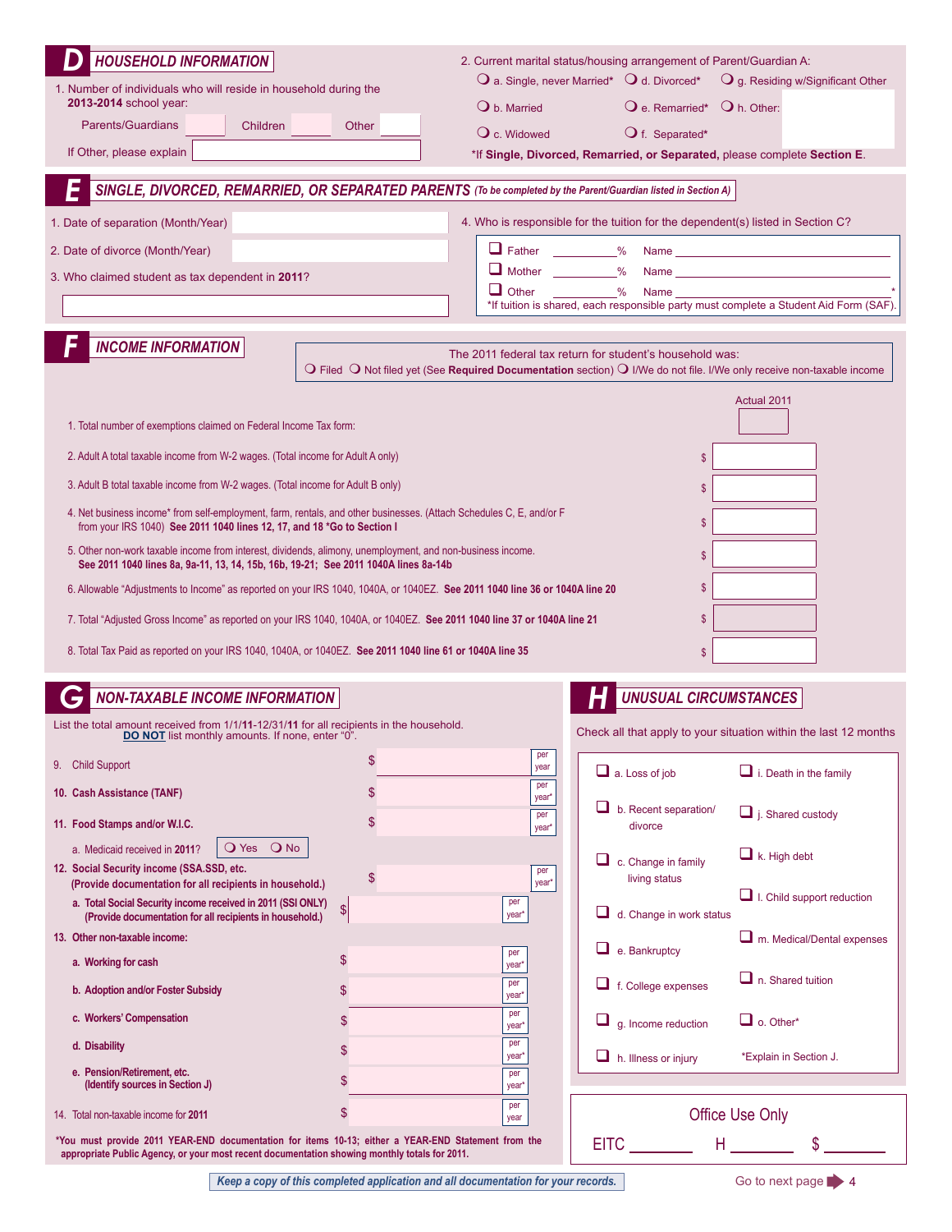## D HOUSEHOLD INFORMATION

1. Number of individuals who will reside in household during the **2013-2014** school year:

Parents/Guardians ______ Children ______ Other ______

If Other, please explain ____________________

2. Current marital status/housing arrangement of Parent/Guardian A:

- ❍ a. Single, never Married*
- ❍ b. Married
- ❍ c. Widowed
- ❍ d. Divorced*
- ❍ e. Remarried*
- ❍ f. Separated*
- ❍ g. Residing w/Significant Other
- ❍ h. Other:

*If **Single, Divorced, Remarried, or Separated,** please complete **Section E**.

## E SINGLE, DIVORCED, REMARRIED, OR SEPARATED PARENTS *(To be completed by the Parent/Guardian listed in Section A)*

1. Date of separation (Month/Year) ____________
2. Date of divorce (Month/Year) ____________
3. Who claimed student as tax dependent in **2011**? ____________
4. Who is responsible for the tuition for the dependent(s) listed in Section C?

- ❑ Father ______% Name ____________
- ❑ Mother ______% Name ____________
- ❑ Other ______% Name ____________*

*If tuition is shared, each responsible party must complete a Student Aid Form (SAF).

## F INCOME INFORMATION

The 2011 federal tax return for student's household was:
❍ Filed ❍ Not filed yet (See **Required Documentation** section) ❍ I/We do not file. I/We only receive non-taxable income

| | Actual 2011 |
|---|---|
| 1. Total number of exemptions claimed on Federal Income Tax form: | |
| 2. Adult A total taxable income from W-2 wages. (Total income for Adult A only) | $ |
| 3. Adult B total taxable income from W-2 wages. (Total income for Adult B only) | $ |
| 4. Net business income* from self-employment, farm, rentals, and other businesses. (Attach Schedules C, E, and/or F from your IRS 1040) **See 2011 1040 lines 12, 17, and 18 *Go to Section I** | $ |
| 5. Other non-work taxable income from interest, dividends, alimony, unemployment, and non-business income. **See 2011 1040 lines 8a, 9a-11, 13, 14, 15b, 16b, 19-21; See 2011 1040A lines 8a-14b** | $ |
| 6. Allowable "Adjustments to Income" as reported on your IRS 1040, 1040A, or 1040EZ. **See 2011 1040 line 36 or 1040A line 20** | $ |
| 7. Total "Adjusted Gross Income" as reported on your IRS 1040, 1040A, or 1040EZ. **See 2011 1040 line 37 or 1040A line 21** | $ |
| 8. Total Tax Paid as reported on your IRS 1040, 1040A, or 1040EZ. **See 2011 1040 line 61 or 1040A line 35** | $ |

## G NON-TAXABLE INCOME INFORMATION

List the total amount received from 1/1/**11**-12/31/**11** for all recipients in the household. **DO NOT** list monthly amounts. If none, enter "0".

| | | |
|---|---|---|
| 9. Child Support | $ | per year |
| **10. Cash Assistance (TANF)** | $ | per year* |
| **11. Food Stamps and/or W.I.C.** | $ | per year* |
| a. Medicaid received in **2011**? ❍ Yes ❍ No | | |
| **12. Social Security income (SSA.SSD, etc. (Provide documentation for all recipients in household.)** | $ | per year* |
| **a. Total Social Security income received in 2011 (SSI ONLY) (Provide documentation for all recipients in household.)** | $ | per year* |
| **13. Other non-taxable income:** | | |
| **a. Working for cash** | $ | per year* |
| **b. Adoption and/or Foster Subsidy** | $ | per year* |
| **c. Workers' Compensation** | $ | per year* |
| **d. Disability** | $ | per year* |
| **e. Pension/Retirement, etc. (Identify sources in Section J)** | $ | per year* |
| 14. Total non-taxable income for **2011** | $ | per year |

**\*You must provide 2011 YEAR-END documentation for items 10-13; either a YEAR-END Statement from the appropriate Public Agency, or your most recent documentation showing monthly totals for 2011.**

## H UNUSUAL CIRCUMSTANCES

Check all that apply to your situation within the last 12 months

- ❑ a. Loss of job
- ❑ b. Recent separation/divorce
- ❑ c. Change in family living status
- ❑ d. Change in work status
- ❑ e. Bankruptcy
- ❑ f. College expenses
- ❑ g. Income reduction
- ❑ h. Illness or injury
- ❑ i. Death in the family
- ❑ j. Shared custody
- ❑ k. High debt
- ❑ l. Child support reduction
- ❑ m. Medical/Dental expenses
- ❑ n. Shared tuition
- ❑ o. Other*

*Explain in Section J.

**Office Use Only**

EITC ________ H ________ $ ________

***Keep a copy of this completed application and all documentation for your records.***

Go to next page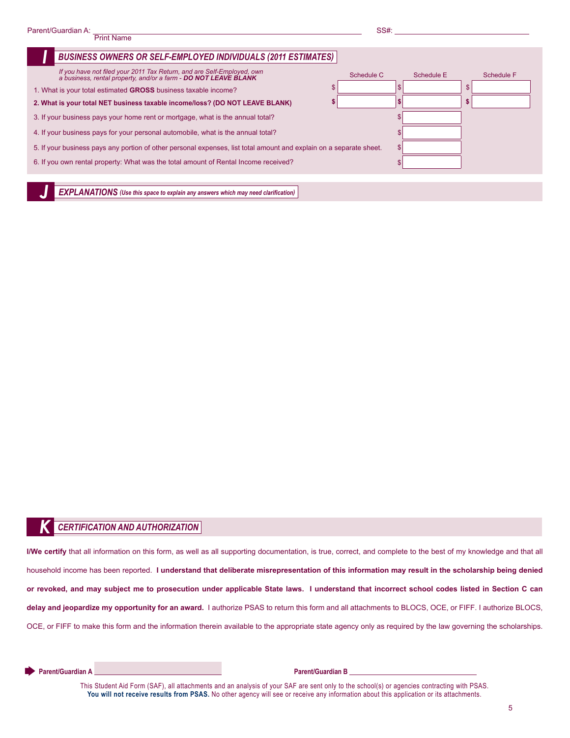Parent/Guardian A: ______________________________ SS#: ______________________
Print Name

## I BUSINESS OWNERS OR SELF-EMPLOYED INDIVIDUALS (2011 ESTIMATES)

*If you have not filed your 2011 Tax Return, and are Self-Employed, own a business, rental property, and/or a farm - **DO NOT LEAVE BLANK***

| | Schedule C | Schedule E | Schedule F |
|---|---|---|---|
| 1. What is your total estimated **GROSS** business taxable income? | $ | $ | $ |
| **2. What is your total NET business taxable income/loss? (DO NOT LEAVE BLANK)** | **$** | **$** | **$** |
| 3. If your business pays your home rent or mortgage, what is the annual total? | | $ | |
| 4. If your business pays for your personal automobile, what is the annual total? | | $ | |
| 5. If your business pays any portion of other personal expenses, list total amount and explain on a separate sheet. | | $ | |
| 6. If you own rental property: What was the total amount of Rental Income received? | | $ | |

## J EXPLANATIONS *(Use this space to explain any answers which may need clarification)*

## K CERTIFICATION AND AUTHORIZATION

**I/We certify** that all information on this form, as well as all supporting documentation, is true, correct, and complete to the best of my knowledge and that all household income has been reported. **I understand that deliberate misrepresentation of this information may result in the scholarship being denied or revoked, and may subject me to prosecution under applicable State laws. I understand that incorrect school codes listed in Section C can delay and jeopardize my opportunity for an award.** I authorize PSAS to return this form and all attachments to BLOCS, OCE, or FIFF. I authorize BLOCS, OCE, or FIFF to make this form and the information therein available to the appropriate state agency only as required by the law governing the scholarships.

**Parent/Guardian A** ______________________________ **Parent/Guardian B** ______________________________

This Student Aid Form (SAF), all attachments and an analysis of your SAF are sent only to the school(s) or agencies contracting with PSAS. **You will not receive results from PSAS.** No other agency will see or receive any information about this application or its attachments.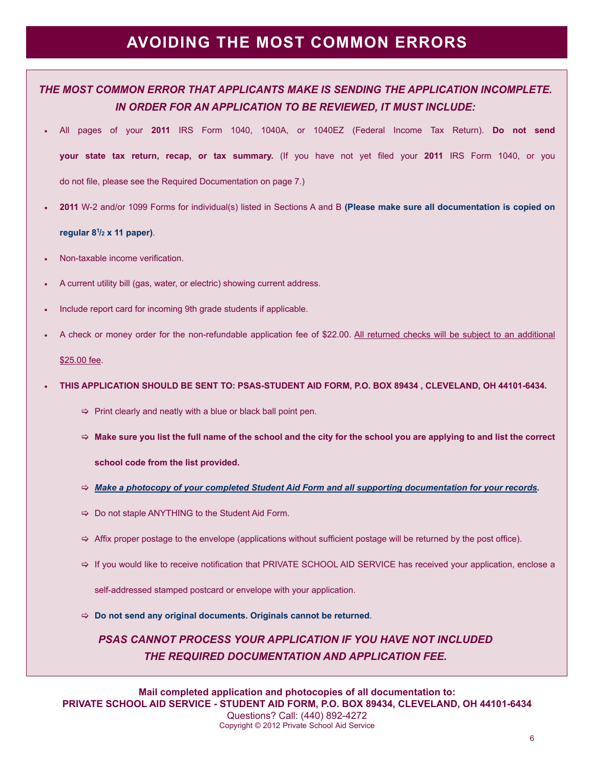# AVOIDING THE MOST COMMON ERRORS

***THE MOST COMMON ERROR THAT APPLICANTS MAKE IS SENDING THE APPLICATION INCOMPLETE. IN ORDER FOR AN APPLICATION TO BE REVIEWED, IT MUST INCLUDE:***

- All pages of your **2011** IRS Form 1040, 1040A, or 1040EZ (Federal Income Tax Return). **Do not send your state tax return, recap, or tax summary.** (If you have not yet filed your **2011** IRS Form 1040, or you do not file, please see the Required Documentation on page 7.)
- **2011** W-2 and/or 1099 Forms for individual(s) listed in Sections A and B **(Please make sure all documentation is copied on regular 8½ x 11 paper)**.
- Non-taxable income verification.
- A current utility bill (gas, water, or electric) showing current address.
- Include report card for incoming 9th grade students if applicable.
- A check or money order for the non-refundable application fee of $22.00. <u>All returned checks will be subject to an additional $25.00 fee</u>.
- **THIS APPLICATION SHOULD BE SENT TO: PSAS-STUDENT AID FORM, P.O. BOX 89434 , CLEVELAND, OH 44101-6434.**
  - ⇨ Print clearly and neatly with a blue or black ball point pen.
  - ⇨ **Make sure you list the full name of the school and the city for the school you are applying to and list the correct school code from the list provided.**
  - ⇨ ***<u>Make a photocopy of your completed Student Aid Form and all supporting documentation for your records</u>.***
  - ⇨ Do not staple ANYTHING to the Student Aid Form.
  - ⇨ Affix proper postage to the envelope (applications without sufficient postage will be returned by the post office).
  - ⇨ If you would like to receive notification that PRIVATE SCHOOL AID SERVICE has received your application, enclose a self-addressed stamped postcard or envelope with your application.
  - ⇨ **Do not send any original documents. Originals cannot be returned**.

***PSAS CANNOT PROCESS YOUR APPLICATION IF YOU HAVE NOT INCLUDED THE REQUIRED DOCUMENTATION AND APPLICATION FEE.***

**Mail completed application and photocopies of all documentation to:**
**PRIVATE SCHOOL AID SERVICE - STUDENT AID FORM, P.O. BOX 89434, CLEVELAND, OH 44101-6434**
Questions? Call: (440) 892-4272
Copyright © 2012 Private School Aid Service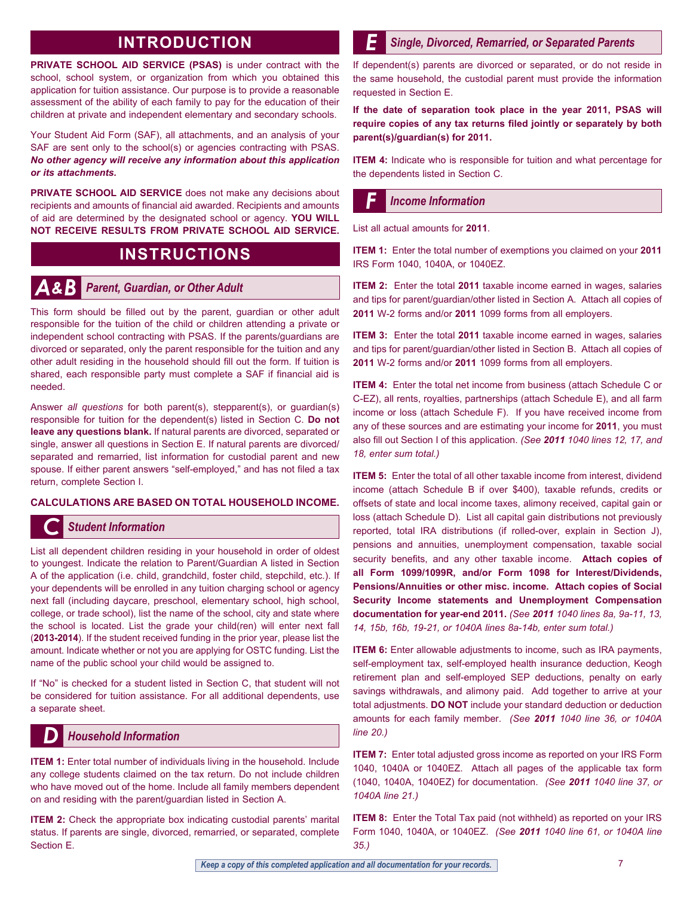# INTRODUCTION

**PRIVATE SCHOOL AID SERVICE (PSAS)** is under contract with the school, school system, or organization from which you obtained this application for tuition assistance. Our purpose is to provide a reasonable assessment of the ability of each family to pay for the education of their children at private and independent elementary and secondary schools.

Your Student Aid Form (SAF), all attachments, and an analysis of your SAF are sent only to the school(s) or agencies contracting with PSAS. ***No other agency will receive any information about this application or its attachments.***

**PRIVATE SCHOOL AID SERVICE** does not make any decisions about recipients and amounts of financial aid awarded. Recipients and amounts of aid are determined by the designated school or agency. **YOU WILL NOT RECEIVE RESULTS FROM PRIVATE SCHOOL AID SERVICE.**

# INSTRUCTIONS

## A&B *Parent, Guardian, or Other Adult*

This form should be filled out by the parent, guardian or other adult responsible for the tuition of the child or children attending a private or independent school contracting with PSAS. If the parents/guardians are divorced or separated, only the parent responsible for the tuition and any other adult residing in the household should fill out the form. If tuition is shared, each responsible party must complete a SAF if financial aid is needed.

Answer *all questions* for both parent(s), stepparent(s), or guardian(s) responsible for tuition for the dependent(s) listed in Section C. **Do not leave any questions blank.** If natural parents are divorced, separated or single, answer all questions in Section E. If natural parents are divorced/separated and remarried, list information for custodial parent and new spouse. If either parent answers "self-employed," and has not filed a tax return, complete Section I.

**CALCULATIONS ARE BASED ON TOTAL HOUSEHOLD INCOME.**

## C *Student Information*

List all dependent children residing in your household in order of oldest to youngest. Indicate the relation to Parent/Guardian A listed in Section A of the application (i.e. child, grandchild, foster child, stepchild, etc.). If your dependents will be enrolled in any tuition charging school or agency next fall (including daycare, preschool, elementary school, high school, college, or trade school), list the name of the school, city and state where the school is located. List the grade your child(ren) will enter next fall (**2013-2014**). If the student received funding in the prior year, please list the amount. Indicate whether or not you are applying for OSTC funding. List the name of the public school your child would be assigned to.

If "No" is checked for a student listed in Section C, that student will not be considered for tuition assistance. For all additional dependents, use a separate sheet.

## D *Household Information*

**ITEM 1:** Enter total number of individuals living in the household. Include any college students claimed on the tax return. Do not include children who have moved out of the home. Include all family members dependent on and residing with the parent/guardian listed in Section A.

**ITEM 2:** Check the appropriate box indicating custodial parents' marital status. If parents are single, divorced, remarried, or separated, complete Section E.

## E *Single, Divorced, Remarried, or Separated Parents*

If dependent(s) parents are divorced or separated, or do not reside in the same household, the custodial parent must provide the information requested in Section E.

**If the date of separation took place in the year 2011, PSAS will require copies of any tax returns filed jointly or separately by both parent(s)/guardian(s) for 2011.**

**ITEM 4:** Indicate who is responsible for tuition and what percentage for the dependents listed in Section C.

## F *Income Information*

List all actual amounts for **2011**.

**ITEM 1:** Enter the total number of exemptions you claimed on your **2011** IRS Form 1040, 1040A, or 1040EZ.

**ITEM 2:** Enter the total **2011** taxable income earned in wages, salaries and tips for parent/guardian/other listed in Section A. Attach all copies of **2011** W-2 forms and/or **2011** 1099 forms from all employers.

**ITEM 3:** Enter the total **2011** taxable income earned in wages, salaries and tips for parent/guardian/other listed in Section B. Attach all copies of **2011** W-2 forms and/or **2011** 1099 forms from all employers.

**ITEM 4:** Enter the total net income from business (attach Schedule C or C-EZ), all rents, royalties, partnerships (attach Schedule E), and all farm income or loss (attach Schedule F). If you have received income from any of these sources and are estimating your income for **2011**, you must also fill out Section I of this application. *(See **2011** 1040 lines 12, 17, and 18, enter sum total.)*

**ITEM 5:** Enter the total of all other taxable income from interest, dividend income (attach Schedule B if over $400), taxable refunds, credits or offsets of state and local income taxes, alimony received, capital gain or loss (attach Schedule D). List all capital gain distributions not previously reported, total IRA distributions (if rolled-over, explain in Section J), pensions and annuities, unemployment compensation, taxable social security benefits, and any other taxable income. **Attach copies of all Form 1099/1099R, and/or Form 1098 for Interest/Dividends, Pensions/Annuities or other misc. income. Attach copies of Social Security Income statements and Unemployment Compensation documentation for year-end 2011.** *(See **2011** 1040 lines 8a, 9a-11, 13, 14, 15b, 16b, 19-21, or 1040A lines 8a-14b, enter sum total.)*

**ITEM 6:** Enter allowable adjustments to income, such as IRA payments, self-employment tax, self-employed health insurance deduction, Keogh retirement plan and self-employed SEP deductions, penalty on early savings withdrawals, and alimony paid. Add together to arrive at your total adjustments. **DO NOT** include your standard deduction or deduction amounts for each family member. *(See **2011** 1040 line 36, or 1040A line 20.)*

**ITEM 7:** Enter total adjusted gross income as reported on your IRS Form 1040, 1040A or 1040EZ. Attach all pages of the applicable tax form (1040, 1040A, 1040EZ) for documentation. *(See **2011** 1040 line 37, or 1040A line 21.)*

**ITEM 8:** Enter the Total Tax paid (not withheld) as reported on your IRS Form 1040, 1040A, or 1040EZ. *(See **2011** 1040 line 61, or 1040A line 35.)*

*Keep a copy of this completed application and all documentation for your records.*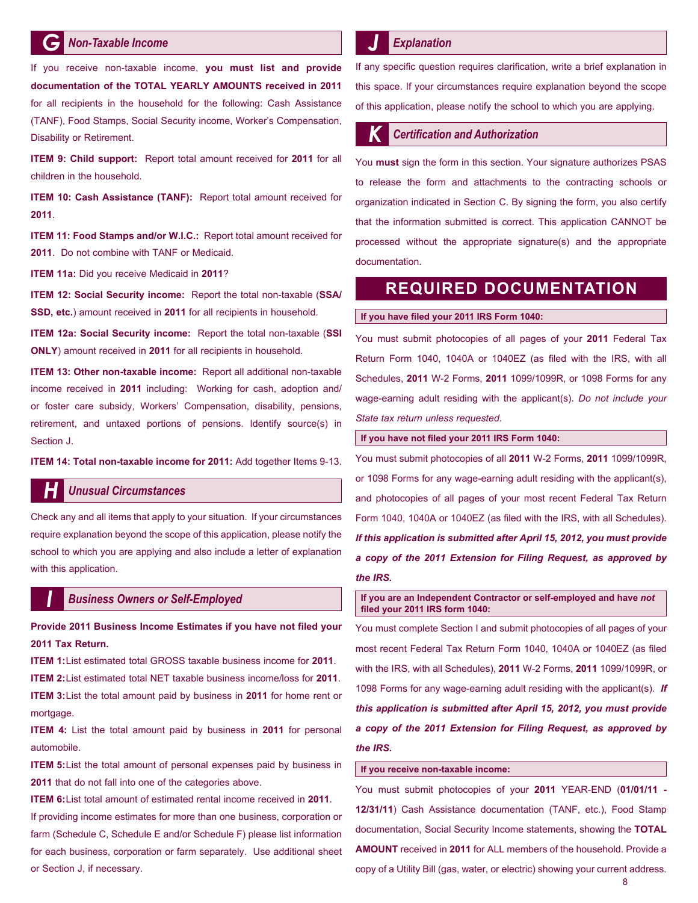## G Non-Taxable Income

If you receive non-taxable income, **you must list and provide documentation of the TOTAL YEARLY AMOUNTS received in 2011** for all recipients in the household for the following: Cash Assistance (TANF), Food Stamps, Social Security income, Worker's Compensation, Disability or Retirement.

**ITEM 9: Child support:** Report total amount received for **2011** for all children in the household.

**ITEM 10: Cash Assistance (TANF):** Report total amount received for **2011**.

**ITEM 11: Food Stamps and/or W.I.C.:** Report total amount received for **2011**. Do not combine with TANF or Medicaid.

**ITEM 11a:** Did you receive Medicaid in **2011**?

**ITEM 12: Social Security income:** Report the total non-taxable (**SSA/ SSD, etc.**) amount received in **2011** for all recipients in household.

**ITEM 12a: Social Security income:** Report the total non-taxable (**SSI ONLY**) amount received in **2011** for all recipients in household.

**ITEM 13: Other non-taxable income:** Report all additional non-taxable income received in **2011** including: Working for cash, adoption and/ or foster care subsidy, Workers' Compensation, disability, pensions, retirement, and untaxed portions of pensions. Identify source(s) in Section J.

**ITEM 14: Total non-taxable income for 2011:** Add together Items 9-13.

## H Unusual Circumstances

Check any and all items that apply to your situation. If your circumstances require explanation beyond the scope of this application, please notify the school to which you are applying and also include a letter of explanation with this application.

## I Business Owners or Self-Employed

**Provide 2011 Business Income Estimates if you have not filed your 2011 Tax Return.**

**ITEM 1:** List estimated total GROSS taxable business income for **2011**.

**ITEM 2:** List estimated total NET taxable business income/loss for **2011**.

**ITEM 3:** List the total amount paid by business in **2011** for home rent or mortgage.

**ITEM 4:** List the total amount paid by business in **2011** for personal automobile.

**ITEM 5:** List the total amount of personal expenses paid by business in **2011** that do not fall into one of the categories above.

**ITEM 6:** List total amount of estimated rental income received in **2011**.

If providing income estimates for more than one business, corporation or farm (Schedule C, Schedule E and/or Schedule F) please list information for each business, corporation or farm separately. Use additional sheet or Section J, if necessary.

## J Explanation

If any specific question requires clarification, write a brief explanation in this space. If your circumstances require explanation beyond the scope of this application, please notify the school to which you are applying.

## K Certification and Authorization

You **must** sign the form in this section. Your signature authorizes PSAS to release the form and attachments to the contracting schools or organization indicated in Section C. By signing the form, you also certify that the information submitted is correct. This application CANNOT be processed without the appropriate signature(s) and the appropriate documentation.

# REQUIRED DOCUMENTATION

**If you have filed your 2011 IRS Form 1040:**

You must submit photocopies of all pages of your **2011** Federal Tax Return Form 1040, 1040A or 1040EZ (as filed with the IRS, with all Schedules, **2011** W-2 Forms, **2011** 1099/1099R, or 1098 Forms for any wage-earning adult residing with the applicant(s). *Do not include your State tax return unless requested.*

**If you have not filed your 2011 IRS Form 1040:**

You must submit photocopies of all **2011** W-2 Forms, **2011** 1099/1099R, or 1098 Forms for any wage-earning adult residing with the applicant(s), and photocopies of all pages of your most recent Federal Tax Return Form 1040, 1040A or 1040EZ (as filed with the IRS, with all Schedules). ***If this application is submitted after April 15, 2012, you must provide a copy of the 2011 Extension for Filing Request, as approved by the IRS.***

**If you are an Independent Contractor or self-employed and have *not* filed your 2011 IRS form 1040:**

You must complete Section I and submit photocopies of all pages of your most recent Federal Tax Return Form 1040, 1040A or 1040EZ (as filed with the IRS, with all Schedules), **2011** W-2 Forms, **2011** 1099/1099R, or 1098 Forms for any wage-earning adult residing with the applicant(s). ***If this application is submitted after April 15, 2012, you must provide a copy of the 2011 Extension for Filing Request, as approved by the IRS.***

**If you receive non-taxable income:**

You must submit photocopies of your **2011** YEAR-END (**01/01/11 - 12/31/11**) Cash Assistance documentation (TANF, etc.), Food Stamp documentation, Social Security Income statements, showing the **TOTAL AMOUNT** received in **2011** for ALL members of the household. Provide a copy of a Utility Bill (gas, water, or electric) showing your current address.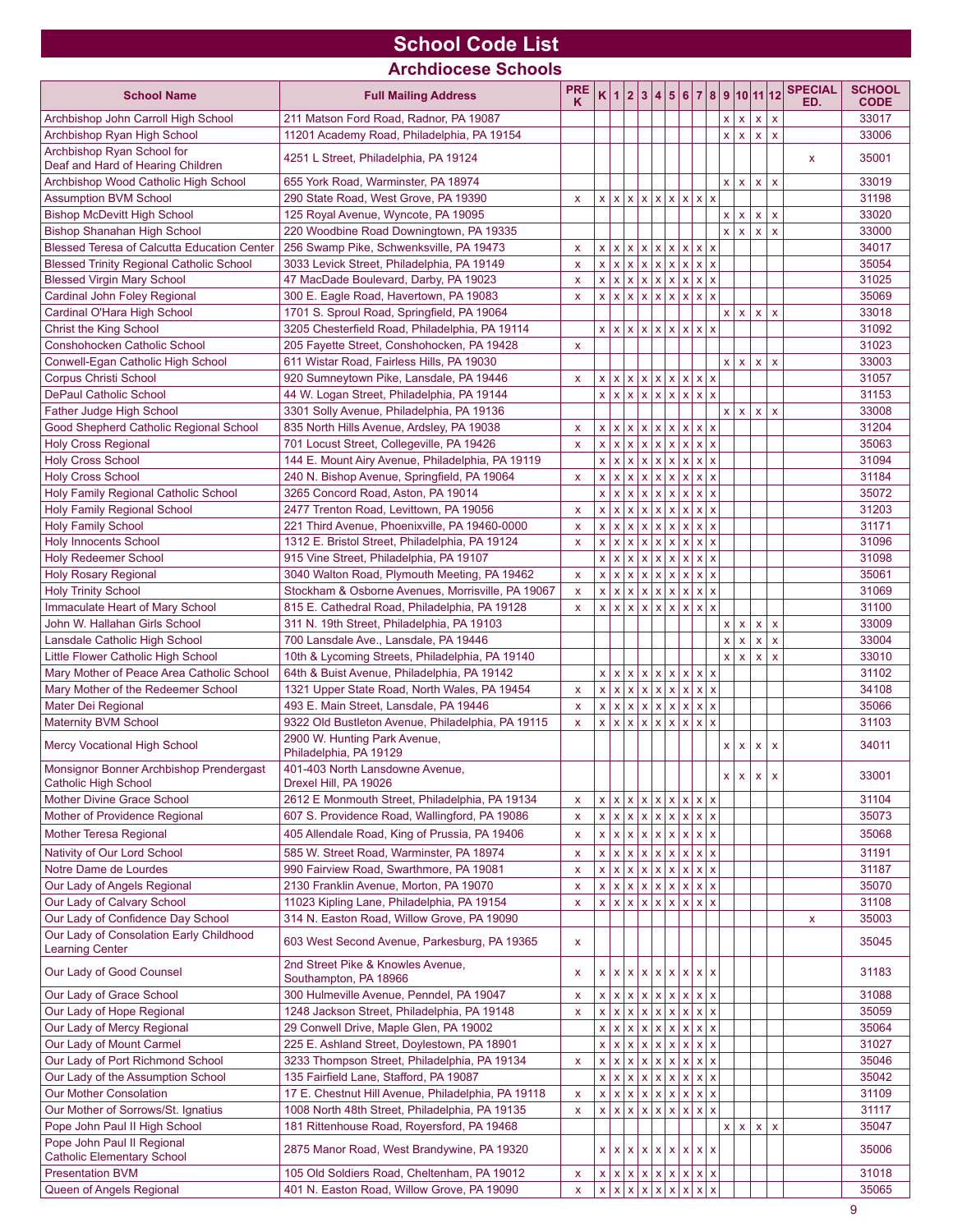# School Code List

## Archdiocese Schools

| School Name | Full Mailing Address | PRE K | K | 1 | 2 | 3 | 4 | 5 | 6 | 7 | 8 | 9 | 10 | 11 | 12 | SPECIAL ED. | SCHOOL CODE |
|---|---|---|---|---|---|---|---|---|---|---|---|---|---|---|---|---|---|
| Archbishop John Carroll High School | 211 Matson Ford Road, Radnor, PA 19087 | | | | | | | | | | | x | x | x | x | | 33017 |
| Archbishop Ryan High School | 11201 Academy Road, Philadelphia, PA 19154 | | | | | | | | | | | x | x | x | x | | 33006 |
| Archbishop Ryan School for Deaf and Hard of Hearing Children | 4251 L Street, Philadelphia, PA 19124 | | | | | | | | | | | | | | | x | 35001 |
| Archbishop Wood Catholic High School | 655 York Road, Warminster, PA 18974 | | | | | | | | | | | x | x | x | x | | 33019 |
| Assumption BVM School | 290 State Road, West Grove, PA 19390 | x | x | x | x | x | x | x | x | x | x | | | | | | 31198 |
| Bishop McDevitt High School | 125 Royal Avenue, Wyncote, PA 19095 | | | | | | | | | | | x | x | x | x | | 33020 |
| Bishop Shanahan High School | 220 Woodbine Road Downingtown, PA 19335 | | | | | | | | | | | x | x | x | x | | 33000 |
| Blessed Teresa of Calcutta Education Center | 256 Swamp Pike, Schwenksville, PA 19473 | x | x | x | x | x | x | x | x | x | x | | | | | | 34017 |
| Blessed Trinity Regional Catholic School | 3033 Levick Street, Philadelphia, PA 19149 | x | x | x | x | x | x | x | x | x | x | | | | | | 35054 |
| Blessed Virgin Mary School | 47 MacDade Boulevard, Darby, PA 19023 | x | x | x | x | x | x | x | x | x | x | | | | | | 31025 |
| Cardinal John Foley Regional | 300 E. Eagle Road, Havertown, PA 19083 | x | x | x | x | x | x | x | x | x | x | | | | | | 35069 |
| Cardinal O'Hara High School | 1701 S. Sproul Road, Springfield, PA 19064 | | | | | | | | | | | x | x | x | x | | 33018 |
| Christ the King School | 3205 Chesterfield Road, Philadelphia, PA 19114 | | x | x | x | x | x | x | x | x | x | | | | | | 31092 |
| Conshohocken Catholic School | 205 Fayette Street, Conshohocken, PA 19428 | x | | | | | | | | | | | | | | | 31023 |
| Conwell-Egan Catholic High School | 611 Wistar Road, Fairless Hills, PA 19030 | | | | | | | | | | | x | x | x | x | | 33003 |
| Corpus Christi School | 920 Sumneytown Pike, Lansdale, PA 19446 | x | x | x | x | x | x | x | x | x | x | | | | | | 31057 |
| DePaul Catholic School | 44 W. Logan Street, Philadelphia, PA 19144 | | x | x | x | x | x | x | x | x | x | | | | | | 31153 |
| Father Judge High School | 3301 Solly Avenue, Philadelphia, PA 19136 | | | | | | | | | | | x | x | x | x | | 33008 |
| Good Shepherd Catholic Regional School | 835 North Hills Avenue, Ardsley, PA 19038 | x | x | x | x | x | x | x | x | x | x | | | | | | 31204 |
| Holy Cross Regional | 701 Locust Street, Collegeville, PA 19426 | x | x | x | x | x | x | x | x | x | x | | | | | | 35063 |
| Holy Cross School | 144 E. Mount Airy Avenue, Philadelphia, PA 19119 | | x | x | x | x | x | x | x | x | x | | | | | | 31094 |
| Holy Cross School | 240 N. Bishop Avenue, Springfield, PA 19064 | x | x | x | x | x | x | x | x | x | x | | | | | | 31184 |
| Holy Family Regional Catholic School | 3265 Concord Road, Aston, PA 19014 | | x | x | x | x | x | x | x | x | x | | | | | | 35072 |
| Holy Family Regional School | 2477 Trenton Road, Levittown, PA 19056 | x | x | x | x | x | x | x | x | x | x | | | | | | 31203 |
| Holy Family School | 221 Third Avenue, Phoenixville, PA 19460-0000 | x | x | x | x | x | x | x | x | x | x | | | | | | 31171 |
| Holy Innocents School | 1312 E. Bristol Street, Philadelphia, PA 19124 | x | x | x | x | x | x | x | x | x | x | | | | | | 31096 |
| Holy Redeemer School | 915 Vine Street, Philadelphia, PA 19107 | | x | x | x | x | x | x | x | x | x | | | | | | 31098 |
| Holy Rosary Regional | 3040 Walton Road, Plymouth Meeting, PA 19462 | x | x | x | x | x | x | x | x | x | x | | | | | | 35061 |
| Holy Trinity School | Stockham & Osborne Avenues, Morrisville, PA 19067 | x | x | x | x | x | x | x | x | x | x | | | | | | 31069 |
| Immaculate Heart of Mary School | 815 E. Cathedral Road, Philadelphia, PA 19128 | x | x | x | x | x | x | x | x | x | x | | | | | | 31100 |
| John W. Hallahan Girls School | 311 N. 19th Street, Philadelphia, PA 19103 | | | | | | | | | | | x | x | x | x | | 33009 |
| Lansdale Catholic High School | 700 Lansdale Ave., Lansdale, PA 19446 | | | | | | | | | | | x | x | x | x | | 33004 |
| Little Flower Catholic High School | 10th & Lycoming Streets, Philadelphia, PA 19140 | | | | | | | | | | | x | x | x | x | | 33010 |
| Mary Mother of Peace Area Catholic School | 64th & Buist Avenue, Philadelphia, PA 19142 | | x | x | x | x | x | x | x | x | x | | | | | | 31102 |
| Mary Mother of the Redeemer School | 1321 Upper State Road, North Wales, PA 19454 | x | x | x | x | x | x | x | x | x | x | | | | | | 34108 |
| Mater Dei Regional | 493 E. Main Street, Lansdale, PA 19446 | x | x | x | x | x | x | x | x | x | x | | | | | | 35066 |
| Maternity BVM School | 9322 Old Bustleton Avenue, Philadelphia, PA 19115 | x | x | x | x | x | x | x | x | x | x | | | | | | 31103 |
| Mercy Vocational High School | 2900 W. Hunting Park Avenue, Philadelphia, PA 19129 | | | | | | | | | | | x | x | x | x | | 34011 |
| Monsignor Bonner Archbishop Prendergast Catholic High School | 401-403 North Lansdowne Avenue, Drexel Hill, PA 19026 | | | | | | | | | | | x | x | x | x | | 33001 |
| Mother Divine Grace School | 2612 E Monmouth Street, Philadelphia, PA 19134 | x | x | x | x | x | x | x | x | x | x | | | | | | 31104 |
| Mother of Providence Regional | 607 S. Providence Road, Wallingford, PA 19086 | x | x | x | x | x | x | x | x | x | x | | | | | | 35073 |
| Mother Teresa Regional | 405 Allendale Road, King of Prussia, PA 19406 | x | x | x | x | x | x | x | x | x | x | | | | | | 35068 |
| Nativity of Our Lord School | 585 W. Street Road, Warminster, PA 18974 | x | x | x | x | x | x | x | x | x | x | | | | | | 31191 |
| Notre Dame de Lourdes | 990 Fairview Road, Swarthmore, PA 19081 | x | x | x | x | x | x | x | x | x | x | | | | | | 31187 |
| Our Lady of Angels Regional | 2130 Franklin Avenue, Morton, PA 19070 | x | x | x | x | x | x | x | x | x | x | | | | | | 35070 |
| Our Lady of Calvary School | 11023 Kipling Lane, Philadelphia, PA 19154 | x | x | x | x | x | x | x | x | x | x | | | | | | 31108 |
| Our Lady of Confidence Day School | 314 N. Easton Road, Willow Grove, PA 19090 | | | | | | | | | | | | | | | x | 35003 |
| Our Lady of Consolation Early Childhood Learning Center | 603 West Second Avenue, Parkesburg, PA 19365 | x | | | | | | | | | | | | | | | 35045 |
| Our Lady of Good Counsel | 2nd Street Pike & Knowles Avenue, Southampton, PA 18966 | x | x | x | x | x | x | x | x | x | x | | | | | | 31183 |
| Our Lady of Grace School | 300 Hulmeville Avenue, Penndel, PA 19047 | x | x | x | x | x | x | x | x | x | x | | | | | | 31088 |
| Our Lady of Hope Regional | 1248 Jackson Street, Philadelphia, PA 19148 | x | x | x | x | x | x | x | x | x | x | | | | | | 35059 |
| Our Lady of Mercy Regional | 29 Conwell Drive, Maple Glen, PA 19002 | | x | x | x | x | x | x | x | x | x | | | | | | 35064 |
| Our Lady of Mount Carmel | 225 E. Ashland Street, Doylestown, PA 18901 | | x | x | x | x | x | x | x | x | x | | | | | | 31027 |
| Our Lady of Port Richmond School | 3233 Thompson Street, Philadelphia, PA 19134 | x | x | x | x | x | x | x | x | x | x | | | | | | 35046 |
| Our Lady of the Assumption School | 135 Fairfield Lane, Stafford, PA 19087 | | x | x | x | x | x | x | x | x | x | | | | | | 35042 |
| Our Mother Consolation | 17 E. Chestnut Hill Avenue, Philadelphia, PA 19118 | x | x | x | x | x | x | x | x | x | x | | | | | | 31109 |
| Our Mother of Sorrows/St. Ignatius | 1008 North 48th Street, Philadelphia, PA 19135 | x | x | x | x | x | x | x | x | x | x | | | | | | 31117 |
| Pope John Paul II High School | 181 Rittenhouse Road, Royersford, PA 19468 | | | | | | | | | | | x | x | x | x | | 35047 |
| Pope John Paul II Regional Catholic Elementary School | 2875 Manor Road, West Brandywine, PA 19320 | | x | x | x | x | x | x | x | x | x | | | | | | 35006 |
| Presentation BVM | 105 Old Soldiers Road, Cheltenham, PA 19012 | x | x | x | x | x | x | x | x | x | x | | | | | | 31018 |
| Queen of Angels Regional | 401 N. Easton Road, Willow Grove, PA 19090 | x | x | x | x | x | x | x | x | x | x | | | | | | 35065 |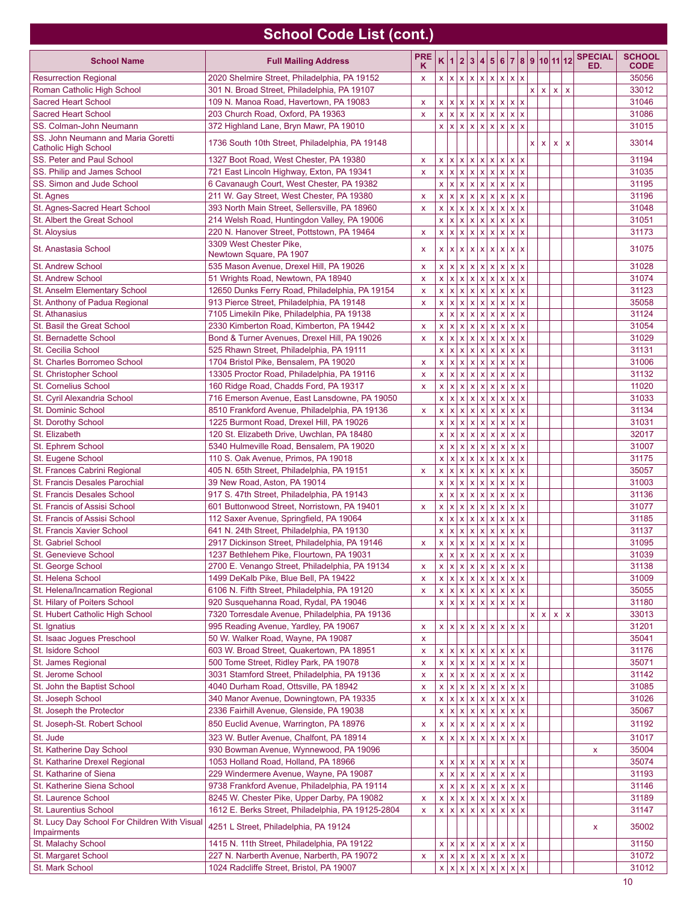# School Code List (cont.)

| School Name | Full Mailing Address | PRE K | K | 1 | 2 | 3 | 4 | 5 | 6 | 7 | 8 | 9 | 10 | 11 | 12 | SPECIAL ED. | SCHOOL CODE |
|---|---|---|---|---|---|---|---|---|---|---|---|---|---|---|---|---|---|
| Resurrection Regional | 2020 Shelmire Street, Philadelphia, PA 19152 | x | x | x | x | x | x | x | x | x | x | | | | | | 35056 |
| Roman Catholic High School | 301 N. Broad Street, Philadelphia, PA 19107 | | | | | | | | | | | x | x | x | x | | 33012 |
| Sacred Heart School | 109 N. Manoa Road, Havertown, PA 19083 | x | x | x | x | x | x | x | x | x | x | | | | | | 31046 |
| Sacred Heart School | 203 Church Road, Oxford, PA 19363 | x | x | x | x | x | x | x | x | x | x | | | | | | 31086 |
| SS. Colman-John Neumann | 372 Highland Lane, Bryn Mawr, PA 19010 | | x | x | x | x | x | x | x | x | x | | | | | | 31015 |
| SS. John Neumann and Maria Goretti Catholic High School | 1736 South 10th Street, Philadelphia, PA 19148 | | | | | | | | | | | x | x | x | x | | 33014 |
| SS. Peter and Paul School | 1327 Boot Road, West Chester, PA 19380 | x | x | x | x | x | x | x | x | x | x | | | | | | 31194 |
| SS. Philip and James School | 721 East Lincoln Highway, Exton, PA 19341 | x | x | x | x | x | x | x | x | x | x | | | | | | 31035 |
| SS. Simon and Jude School | 6 Cavanaugh Court, West Chester, PA 19382 | | x | x | x | x | x | x | x | x | x | | | | | | 31195 |
| St. Agnes | 211 W. Gay Street, West Chester, PA 19380 | x | x | x | x | x | x | x | x | x | x | | | | | | 31196 |
| St. Agnes-Sacred Heart School | 393 North Main Street, Sellersville, PA 18960 | x | x | x | x | x | x | x | x | x | x | | | | | | 31048 |
| St. Albert the Great School | 214 Welsh Road, Huntingdon Valley, PA 19006 | | x | x | x | x | x | x | x | x | x | | | | | | 31051 |
| St. Aloysius | 220 N. Hanover Street, Pottstown, PA 19464 | x | x | x | x | x | x | x | x | x | x | | | | | | 31173 |
| St. Anastasia School | 3309 West Chester Pike, Newtown Square, PA 1907 | x | x | x | x | x | x | x | x | x | x | | | | | | 31075 |
| St. Andrew School | 535 Mason Avenue, Drexel Hill, PA 19026 | x | x | x | x | x | x | x | x | x | x | | | | | | 31028 |
| St. Andrew School | 51 Wrights Road, Newtown, PA 18940 | x | x | x | x | x | x | x | x | x | x | | | | | | 31074 |
| St. Anselm Elementary School | 12650 Dunks Ferry Road, Philadelphia, PA 19154 | x | x | x | x | x | x | x | x | x | x | | | | | | 31123 |
| St. Anthony of Padua Regional | 913 Pierce Street, Philadelphia, PA 19148 | x | x | x | x | x | x | x | x | x | x | | | | | | 35058 |
| St. Athanasius | 7105 Limekiln Pike, Philadelphia, PA 19138 | | x | x | x | x | x | x | x | x | x | | | | | | 31124 |
| St. Basil the Great School | 2330 Kimberton Road, Kimberton, PA 19442 | x | x | x | x | x | x | x | x | x | x | | | | | | 31054 |
| St. Bernadette School | Bond & Turner Avenues, Drexel Hill, PA 19026 | x | x | x | x | x | x | x | x | x | x | | | | | | 31029 |
| St. Cecilia School | 525 Rhawn Street, Philadelphia, PA 19111 | | x | x | x | x | x | x | x | x | x | | | | | | 31131 |
| St. Charles Borromeo School | 1704 Bristol Pike, Bensalem, PA 19020 | x | x | x | x | x | x | x | x | x | x | | | | | | 31006 |
| St. Christopher School | 13305 Proctor Road, Philadelphia, PA 19116 | x | x | x | x | x | x | x | x | x | x | | | | | | 31132 |
| St. Cornelius School | 160 Ridge Road, Chadds Ford, PA 19317 | x | x | x | x | x | x | x | x | x | x | | | | | | 11020 |
| St. Cyril Alexandria School | 716 Emerson Avenue, East Lansdowne, PA 19050 | | x | x | x | x | x | x | x | x | x | | | | | | 31033 |
| St. Dominic School | 8510 Frankford Avenue, Philadelphia, PA 19136 | x | x | x | x | x | x | x | x | x | x | | | | | | 31134 |
| St. Dorothy School | 1225 Burmont Road, Drexel Hill, PA 19026 | | x | x | x | x | x | x | x | x | x | | | | | | 31031 |
| St. Elizabeth | 120 St. Elizabeth Drive, Uwchlan, PA 18480 | | x | x | x | x | x | x | x | x | x | | | | | | 32017 |
| St. Ephrem School | 5340 Hulmeville Road, Bensalem, PA 19020 | | x | x | x | x | x | x | x | x | x | | | | | | 31007 |
| St. Eugene School | 110 S. Oak Avenue, Primos, PA 19018 | | x | x | x | x | x | x | x | x | x | | | | | | 31175 |
| St. Frances Cabrini Regional | 405 N. 65th Street, Philadelphia, PA 19151 | x | x | x | x | x | x | x | x | x | x | | | | | | 35057 |
| St. Francis Desales Parochial | 39 New Road, Aston, PA 19014 | | x | x | x | x | x | x | x | x | x | | | | | | 31003 |
| St. Francis Desales School | 917 S. 47th Street, Philadelphia, PA 19143 | | x | x | x | x | x | x | x | x | x | | | | | | 31136 |
| St. Francis of Assisi School | 601 Buttonwood Street, Norristown, PA 19401 | x | x | x | x | x | x | x | x | x | x | | | | | | 31077 |
| St. Francis of Assisi School | 112 Saxer Avenue, Springfield, PA 19064 | | x | x | x | x | x | x | x | x | x | | | | | | 31185 |
| St. Francis Xavier School | 641 N. 24th Street, Philadelphia, PA 19130 | | x | x | x | x | x | x | x | x | x | | | | | | 31137 |
| St. Gabriel School | 2917 Dickinson Street, Philadelphia, PA 19146 | x | x | x | x | x | x | x | x | x | x | | | | | | 31095 |
| St. Genevieve School | 1237 Bethlehem Pike, Flourtown, PA 19031 | | x | x | x | x | x | x | x | x | x | | | | | | 31039 |
| St. George School | 2700 E. Venango Street, Philadelphia, PA 19134 | x | x | x | x | x | x | x | x | x | x | | | | | | 31138 |
| St. Helena School | 1499 DeKalb Pike, Blue Bell, PA 19422 | x | x | x | x | x | x | x | x | x | x | | | | | | 31009 |
| St. Helena/Incarnation Regional | 6106 N. Fifth Street, Philadelphia, PA 19120 | x | x | x | x | x | x | x | x | x | x | | | | | | 35055 |
| St. Hilary of Poiters School | 920 Susquehanna Road, Rydal, PA 19046 | | x | x | x | x | x | x | x | x | x | | | | | | 31180 |
| St. Hubert Catholic High School | 7320 Torresdale Avenue, Philadelphia, PA 19136 | | | | | | | | | | | x | x | x | x | | 33013 |
| St. Ignatius | 995 Reading Avenue, Yardley, PA 19067 | x | x | x | x | x | x | x | x | x | x | | | | | | 31201 |
| St. Isaac Jogues Preschool | 50 W. Walker Road, Wayne, PA 19087 | x | | | | | | | | | | | | | | | 35041 |
| St. Isidore School | 603 W. Broad Street, Quakertown, PA 18951 | x | x | x | x | x | x | x | x | x | x | | | | | | 31176 |
| St. James Regional | 500 Tome Street, Ridley Park, PA 19078 | x | x | x | x | x | x | x | x | x | x | | | | | | 35071 |
| St. Jerome School | 3031 Stamford Street, Philadelphia, PA 19136 | x | x | x | x | x | x | x | x | x | x | | | | | | 31142 |
| St. John the Baptist School | 4040 Durham Road, Ottsville, PA 18942 | x | x | x | x | x | x | x | x | x | x | | | | | | 31085 |
| St. Joseph School | 340 Manor Avenue, Downingtown, PA 19335 | x | x | x | x | x | x | x | x | x | x | | | | | | 31026 |
| St. Joseph the Protector | 2336 Fairhill Avenue, Glenside, PA 19038 | | x | x | x | x | x | x | x | x | x | | | | | | 35067 |
| St. Joseph-St. Robert School | 850 Euclid Avenue, Warrington, PA 18976 | x | x | x | x | x | x | x | x | x | x | | | | | | 31192 |
| St. Jude | 323 W. Butler Avenue, Chalfont, PA 18914 | x | x | x | x | x | x | x | x | x | x | | | | | | 31017 |
| St. Katherine Day School | 930 Bowman Avenue, Wynnewood, PA 19096 | | | | | | | | | | | | | | | x | 35004 |
| St. Katharine Drexel Regional | 1053 Holland Road, Holland, PA 18966 | | x | x | x | x | x | x | x | x | x | | | | | | 35074 |
| St. Katharine of Siena | 229 Windermere Avenue, Wayne, PA 19087 | | x | x | x | x | x | x | x | x | x | | | | | | 31193 |
| St. Katherine Siena School | 9738 Frankford Avenue, Philadelphia, PA 19114 | | x | x | x | x | x | x | x | x | x | | | | | | 31146 |
| St. Laurence School | 8245 W. Chester Pike, Upper Darby, PA 19082 | x | x | x | x | x | x | x | x | x | x | | | | | | 31189 |
| St. Laurentius School | 1612 E. Berks Street, Philadelphia, PA 19125-2804 | x | x | x | x | x | x | x | x | x | x | | | | | | 31147 |
| St. Lucy Day School For Children With Visual Impairments | 4251 L Street, Philadelphia, PA 19124 | | | | | | | | | | | | | | | x | 35002 |
| St. Malachy School | 1415 N. 11th Street, Philadelphia, PA 19122 | | x | x | x | x | x | x | x | x | x | | | | | | 31150 |
| St. Margaret School | 227 N. Narberth Avenue, Narberth, PA 19072 | x | x | x | x | x | x | x | x | x | x | | | | | | 31072 |
| St. Mark School | 1024 Radcliffe Street, Bristol, PA 19007 | | x | x | x | x | x | x | x | x | x | | | | | | 31012 |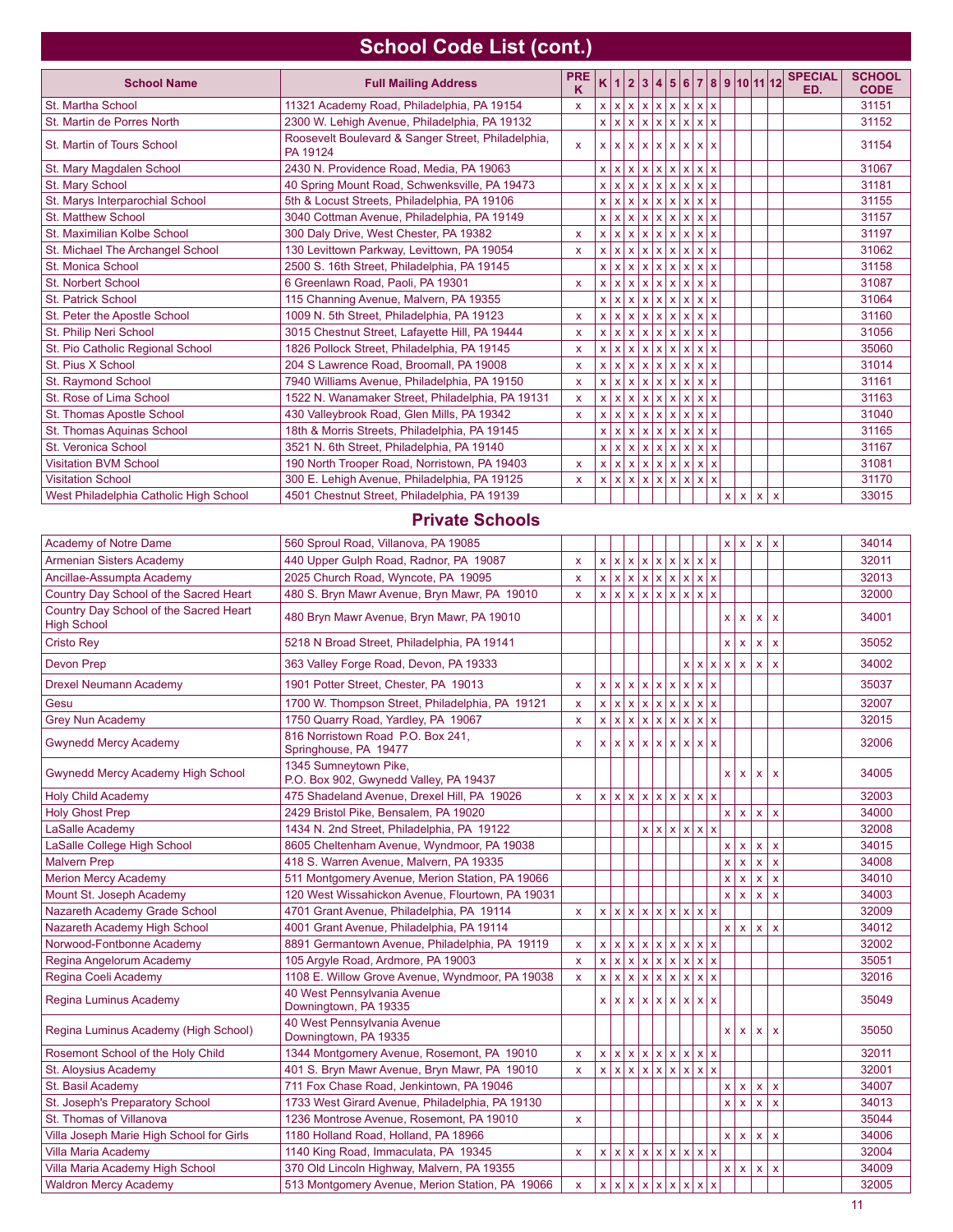# School Code List (cont.)

| School Name | Full Mailing Address | PRE K | K | 1 | 2 | 3 | 4 | 5 | 6 | 7 | 8 | 9 | 10 | 11 | 12 | SPECIAL ED. | SCHOOL CODE |
|---|---|---|---|---|---|---|---|---|---|---|---|---|---|---|---|---|---|
| St. Martha School | 11321 Academy Road, Philadelphia, PA 19154 | x | x | x | x | x | x | x | x | x | x | | | | | | 31151 |
| St. Martin de Porres North | 2300 W. Lehigh Avenue, Philadelphia, PA 19132 | | x | x | x | x | x | x | x | x | x | | | | | | 31152 |
| St. Martin of Tours School | Roosevelt Boulevard & Sanger Street, Philadelphia, PA 19124 | x | x | x | x | x | x | x | x | x | x | | | | | | 31154 |
| St. Mary Magdalen School | 2430 N. Providence Road, Media, PA 19063 | | x | x | x | x | x | x | x | x | x | | | | | | 31067 |
| St. Mary School | 40 Spring Mount Road, Schwenksville, PA 19473 | | x | x | x | x | x | x | x | x | x | | | | | | 31181 |
| St. Marys Interparochial School | 5th & Locust Streets, Philadelphia, PA 19106 | | x | x | x | x | x | x | x | x | x | | | | | | 31155 |
| St. Matthew School | 3040 Cottman Avenue, Philadelphia, PA 19149 | | x | x | x | x | x | x | x | x | x | | | | | | 31157 |
| St. Maximilian Kolbe School | 300 Daly Drive, West Chester, PA 19382 | x | x | x | x | x | x | x | x | x | x | | | | | | 31197 |
| St. Michael The Archangel School | 130 Levittown Parkway, Levittown, PA 19054 | x | x | x | x | x | x | x | x | x | x | | | | | | 31062 |
| St. Monica School | 2500 S. 16th Street, Philadelphia, PA 19145 | | x | x | x | x | x | x | x | x | x | | | | | | 31158 |
| St. Norbert School | 6 Greenlawn Road, Paoli, PA 19301 | x | x | x | x | x | x | x | x | x | x | | | | | | 31087 |
| St. Patrick School | 115 Channing Avenue, Malvern, PA 19355 | | x | x | x | x | x | x | x | x | x | | | | | | 31064 |
| St. Peter the Apostle School | 1009 N. 5th Street, Philadelphia, PA 19123 | x | x | x | x | x | x | x | x | x | x | | | | | | 31160 |
| St. Philip Neri School | 3015 Chestnut Street, Lafayette Hill, PA 19444 | x | x | x | x | x | x | x | x | x | x | | | | | | 31056 |
| St. Pio Catholic Regional School | 1826 Pollock Street, Philadelphia, PA 19145 | x | x | x | x | x | x | x | x | x | x | | | | | | 35060 |
| St. Pius X School | 204 S Lawrence Road, Broomall, PA 19008 | x | x | x | x | x | x | x | x | x | x | | | | | | 31014 |
| St. Raymond School | 7940 Williams Avenue, Philadelphia, PA 19150 | x | x | x | x | x | x | x | x | x | x | | | | | | 31161 |
| St. Rose of Lima School | 1522 N. Wanamaker Street, Philadelphia, PA 19131 | x | x | x | x | x | x | x | x | x | x | | | | | | 31163 |
| St. Thomas Apostle School | 430 Valleybrook Road, Glen Mills, PA 19342 | x | x | x | x | x | x | x | x | x | x | | | | | | 31040 |
| St. Thomas Aquinas School | 18th & Morris Streets, Philadelphia, PA 19145 | | x | x | x | x | x | x | x | x | x | | | | | | 31165 |
| St. Veronica School | 3521 N. 6th Street, Philadelphia, PA 19140 | | x | x | x | x | x | x | x | x | x | | | | | | 31167 |
| Visitation BVM School | 190 North Trooper Road, Norristown, PA 19403 | x | x | x | x | x | x | x | x | x | x | | | | | | 31081 |
| Visitation School | 300 E. Lehigh Avenue, Philadelphia, PA 19125 | x | x | x | x | x | x | x | x | x | x | | | | | | 31170 |
| West Philadelphia Catholic High School | 4501 Chestnut Street, Philadelphia, PA 19139 | | | | | | | | | | | x | x | x | x | | 33015 |

## Private Schools

| School Name | Full Mailing Address | PRE K | K | 1 | 2 | 3 | 4 | 5 | 6 | 7 | 8 | 9 | 10 | 11 | 12 | SPECIAL ED. | SCHOOL CODE |
|---|---|---|---|---|---|---|---|---|---|---|---|---|---|---|---|---|---|
| Academy of Notre Dame | 560 Sproul Road, Villanova, PA 19085 | | | | | | | | | | | x | x | x | x | | 34014 |
| Armenian Sisters Academy | 440 Upper Gulph Road, Radnor, PA 19087 | x | x | x | x | x | x | x | x | x | x | | | | | | 32011 |
| Ancillae-Assumpta Academy | 2025 Church Road, Wyncote, PA 19095 | x | x | x | x | x | x | x | x | x | x | | | | | | 32013 |
| Country Day School of the Sacred Heart | 480 S. Bryn Mawr Avenue, Bryn Mawr, PA 19010 | x | x | x | x | x | x | x | x | x | x | | | | | | 32000 |
| Country Day School of the Sacred Heart High School | 480 Bryn Mawr Avenue, Bryn Mawr, PA 19010 | | | | | | | | | | | x | x | x | x | | 34001 |
| Cristo Rey | 5218 N Broad Street, Philadelphia, PA 19141 | | | | | | | | | | | x | x | x | x | | 35052 |
| Devon Prep | 363 Valley Forge Road, Devon, PA 19333 | | | | | | | | x | x | x | x | x | x | x | | 34002 |
| Drexel Neumann Academy | 1901 Potter Street, Chester, PA 19013 | x | x | x | x | x | x | x | x | x | x | | | | | | 35037 |
| Gesu | 1700 W. Thompson Street, Philadelphia, PA 19121 | x | x | x | x | x | x | x | x | x | x | | | | | | 32007 |
| Grey Nun Academy | 1750 Quarry Road, Yardley, PA 19067 | x | x | x | x | x | x | x | x | x | x | | | | | | 32015 |
| Gwynedd Mercy Academy | 816 Norristown Road P.O. Box 241, Springhouse, PA 19477 | x | x | x | x | x | x | x | x | x | x | | | | | | 32006 |
| Gwynedd Mercy Academy High School | 1345 Sumneytown Pike, P.O. Box 902, Gwynedd Valley, PA 19437 | | | | | | | | | | | x | x | x | x | | 34005 |
| Holy Child Academy | 475 Shadeland Avenue, Drexel Hill, PA 19026 | x | x | x | x | x | x | x | x | x | x | | | | | | 32003 |
| Holy Ghost Prep | 2429 Bristol Pike, Bensalem, PA 19020 | | | | | | | | | | | x | x | x | x | | 34000 |
| LaSalle Academy | 1434 N. 2nd Street, Philadelphia, PA 19122 | | | | | x | x | x | x | x | x | | | | | | 32008 |
| LaSalle College High School | 8605 Cheltenham Avenue, Wyndmoor, PA 19038 | | | | | | | | | | | x | x | x | x | | 34015 |
| Malvern Prep | 418 S. Warren Avenue, Malvern, PA 19335 | | | | | | | | | | | x | x | x | x | | 34008 |
| Merion Mercy Academy | 511 Montgomery Avenue, Merion Station, PA 19066 | | | | | | | | | | | x | x | x | x | | 34010 |
| Mount St. Joseph Academy | 120 West Wissahickon Avenue, Flourtown, PA 19031 | | | | | | | | | | | x | x | x | x | | 34003 |
| Nazareth Academy Grade School | 4701 Grant Avenue, Philadelphia, PA 19114 | x | x | x | x | x | x | x | x | x | x | | | | | | 32009 |
| Nazareth Academy High School | 4001 Grant Avenue, Philadelphia, PA 19114 | | | | | | | | | | | x | x | x | x | | 34012 |
| Norwood-Fontbonne Academy | 8891 Germantown Avenue, Philadelphia, PA 19119 | x | x | x | x | x | x | x | x | x | x | | | | | | 32002 |
| Regina Angelorum Academy | 105 Argyle Road, Ardmore, PA 19003 | x | x | x | x | x | x | x | x | x | x | | | | | | 35051 |
| Regina Coeli Academy | 1108 E. Willow Grove Avenue, Wyndmoor, PA 19038 | x | x | x | x | x | x | x | x | x | x | | | | | | 32016 |
| Regina Luminus Academy | 40 West Pennsylvania Avenue Downingtown, PA 19335 | | x | x | x | x | x | x | x | x | x | | | | | | 35049 |
| Regina Luminus Academy (High School) | 40 West Pennsylvania Avenue Downingtown, PA 19335 | | | | | | | | | | | x | x | x | x | | 35050 |
| Rosemont School of the Holy Child | 1344 Montgomery Avenue, Rosemont, PA 19010 | x | x | x | x | x | x | x | x | x | x | | | | | | 32011 |
| St. Aloysius Academy | 401 S. Bryn Mawr Avenue, Bryn Mawr, PA 19010 | x | x | x | x | x | x | x | x | x | x | | | | | | 32001 |
| St. Basil Academy | 711 Fox Chase Road, Jenkintown, PA 19046 | | | | | | | | | | | x | x | x | x | | 34007 |
| St. Joseph's Preparatory School | 1733 West Girard Avenue, Philadelphia, PA 19130 | | | | | | | | | | | x | x | x | x | | 34013 |
| St. Thomas of Villanova | 1236 Montrose Avenue, Rosemont, PA 19010 | x | | | | | | | | | | | | | | | 35044 |
| Villa Joseph Marie High School for Girls | 1180 Holland Road, Holland, PA 18966 | | | | | | | | | | | x | x | x | x | | 34006 |
| Villa Maria Academy | 1140 King Road, Immaculata, PA 19345 | x | x | x | x | x | x | x | x | x | x | | | | | | 32004 |
| Villa Maria Academy High School | 370 Old Lincoln Highway, Malvern, PA 19355 | | | | | | | | | | | x | x | x | x | | 34009 |
| Waldron Mercy Academy | 513 Montgomery Avenue, Merion Station, PA 19066 | x | x | x | x | x | x | x | x | x | x | | | | | | 32005 |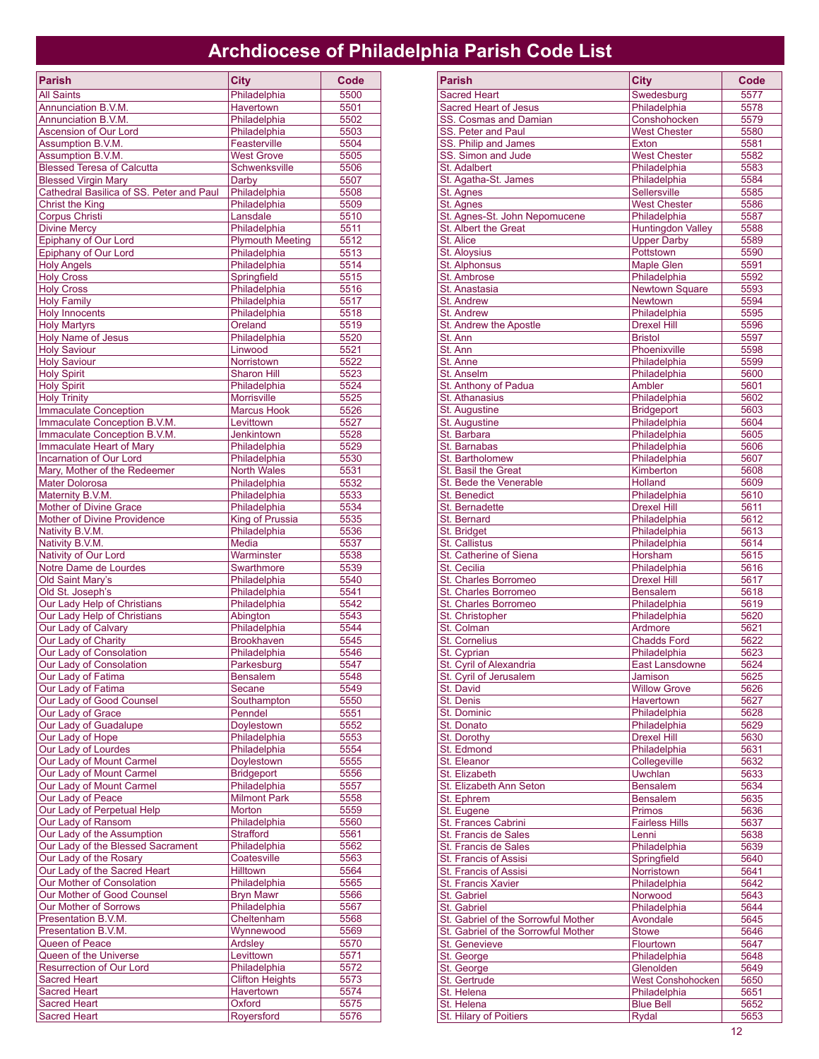# Archdiocese of Philadelphia Parish Code List

| Parish | City | Code |
|---|---|---|
| All Saints | Philadelphia | 5500 |
| Annunciation B.V.M. | Havertown | 5501 |
| Annunciation B.V.M. | Philadelphia | 5502 |
| Ascension of Our Lord | Philadelphia | 5503 |
| Assumption B.V.M. | Feasterville | 5504 |
| Assumption B.V.M. | West Grove | 5505 |
| Blessed Teresa of Calcutta | Schwenksville | 5506 |
| Blessed Virgin Mary | Darby | 5507 |
| Cathedral Basilica of SS. Peter and Paul | Philadelphia | 5508 |
| Christ the King | Philadelphia | 5509 |
| Corpus Christi | Lansdale | 5510 |
| Divine Mercy | Philadelphia | 5511 |
| Epiphany of Our Lord | Plymouth Meeting | 5512 |
| Epiphany of Our Lord | Philadelphia | 5513 |
| Holy Angels | Philadelphia | 5514 |
| Holy Cross | Springfield | 5515 |
| Holy Cross | Philadelphia | 5516 |
| Holy Family | Philadelphia | 5517 |
| Holy Innocents | Philadelphia | 5518 |
| Holy Martyrs | Oreland | 5519 |
| Holy Name of Jesus | Philadelphia | 5520 |
| Holy Saviour | Linwood | 5521 |
| Holy Saviour | Norristown | 5522 |
| Holy Spirit | Sharon Hill | 5523 |
| Holy Spirit | Philadelphia | 5524 |
| Holy Trinity | Morrisville | 5525 |
| Immaculate Conception | Marcus Hook | 5526 |
| Immaculate Conception B.V.M. | Levittown | 5527 |
| Immaculate Conception B.V.M. | Jenkintown | 5528 |
| Immaculate Heart of Mary | Philadelphia | 5529 |
| Incarnation of Our Lord | Philadelphia | 5530 |
| Mary, Mother of the Redeemer | North Wales | 5531 |
| Mater Dolorosa | Philadelphia | 5532 |
| Maternity B.V.M. | Philadelphia | 5533 |
| Mother of Divine Grace | Philadelphia | 5534 |
| Mother of Divine Providence | King of Prussia | 5535 |
| Nativity B.V.M. | Philadelphia | 5536 |
| Nativity B.V.M. | Media | 5537 |
| Nativity of Our Lord | Warminster | 5538 |
| Notre Dame de Lourdes | Swarthmore | 5539 |
| Old Saint Mary's | Philadelphia | 5540 |
| Old St. Joseph's | Philadelphia | 5541 |
| Our Lady Help of Christians | Philadelphia | 5542 |
| Our Lady Help of Christians | Abington | 5543 |
| Our Lady of Calvary | Philadelphia | 5544 |
| Our Lady of Charity | Brookhaven | 5545 |
| Our Lady of Consolation | Philadelphia | 5546 |
| Our Lady of Consolation | Parkesburg | 5547 |
| Our Lady of Fatima | Bensalem | 5548 |
| Our Lady of Fatima | Secane | 5549 |
| Our Lady of Good Counsel | Southampton | 5550 |
| Our Lady of Grace | Penndel | 5551 |
| Our Lady of Guadalupe | Doylestown | 5552 |
| Our Lady of Hope | Philadelphia | 5553 |
| Our Lady of Lourdes | Philadelphia | 5554 |
| Our Lady of Mount Carmel | Doylestown | 5555 |
| Our Lady of Mount Carmel | Bridgeport | 5556 |
| Our Lady of Mount Carmel | Philadelphia | 5557 |
| Our Lady of Peace | Milmont Park | 5558 |
| Our Lady of Perpetual Help | Morton | 5559 |
| Our Lady of Ransom | Philadelphia | 5560 |
| Our Lady of the Assumption | Strafford | 5561 |
| Our Lady of the Blessed Sacrament | Philadelphia | 5562 |
| Our Lady of the Rosary | Coatesville | 5563 |
| Our Lady of the Sacred Heart | Hilltown | 5564 |
| Our Mother of Consolation | Philadelphia | 5565 |
| Our Mother of Good Counsel | Bryn Mawr | 5566 |
| Our Mother of Sorrows | Philadelphia | 5567 |
| Presentation B.V.M. | Cheltenham | 5568 |
| Presentation B.V.M. | Wynnewood | 5569 |
| Queen of Peace | Ardsley | 5570 |
| Queen of the Universe | Levittown | 5571 |
| Resurrection of Our Lord | Philadelphia | 5572 |
| Sacred Heart | Clifton Heights | 5573 |
| Sacred Heart | Havertown | 5574 |
| Sacred Heart | Oxford | 5575 |
| Sacred Heart | Royersford | 5576 |
| Sacred Heart | Swedesburg | 5577 |
| Sacred Heart of Jesus | Philadelphia | 5578 |
| SS. Cosmas and Damian | Conshohocken | 5579 |
| SS. Peter and Paul | West Chester | 5580 |
| SS. Philip and James | Exton | 5581 |
| SS. Simon and Jude | West Chester | 5582 |
| St. Adalbert | Philadelphia | 5583 |
| St. Agatha-St. James | Philadelphia | 5584 |
| St. Agnes | Sellersville | 5585 |
| St. Agnes | West Chester | 5586 |
| St. Agnes-St. John Nepomucene | Philadelphia | 5587 |
| St. Albert the Great | Huntingdon Valley | 5588 |
| St. Alice | Upper Darby | 5589 |
| St. Aloysius | Pottstown | 5590 |
| St. Alphonsus | Maple Glen | 5591 |
| St. Ambrose | Philadelphia | 5592 |
| St. Anastasia | Newtown Square | 5593 |
| St. Andrew | Newtown | 5594 |
| St. Andrew | Philadelphia | 5595 |
| St. Andrew the Apostle | Drexel Hill | 5596 |
| St. Ann | Bristol | 5597 |
| St. Ann | Phoenixville | 5598 |
| St. Anne | Philadelphia | 5599 |
| St. Anselm | Philadelphia | 5600 |
| St. Anthony of Padua | Ambler | 5601 |
| St. Athanasius | Philadelphia | 5602 |
| St. Augustine | Bridgeport | 5603 |
| St. Augustine | Philadelphia | 5604 |
| St. Barbara | Philadelphia | 5605 |
| St. Barnabas | Philadelphia | 5606 |
| St. Bartholomew | Philadelphia | 5607 |
| St. Basil the Great | Kimberton | 5608 |
| St. Bede the Venerable | Holland | 5609 |
| St. Benedict | Philadelphia | 5610 |
| St. Bernadette | Drexel Hill | 5611 |
| St. Bernard | Philadelphia | 5612 |
| St. Bridget | Philadelphia | 5613 |
| St. Callistus | Philadelphia | 5614 |
| St. Catherine of Siena | Horsham | 5615 |
| St. Cecilia | Philadelphia | 5616 |
| St. Charles Borromeo | Drexel Hill | 5617 |
| St. Charles Borromeo | Bensalem | 5618 |
| St. Charles Borromeo | Philadelphia | 5619 |
| St. Christopher | Philadelphia | 5620 |
| St. Colman | Ardmore | 5621 |
| St. Cornelius | Chadds Ford | 5622 |
| St. Cyprian | Philadelphia | 5623 |
| St. Cyril of Alexandria | East Lansdowne | 5624 |
| St. Cyril of Jerusalem | Jamison | 5625 |
| St. David | Willow Grove | 5626 |
| St. Denis | Havertown | 5627 |
| St. Dominic | Philadelphia | 5628 |
| St. Donato | Philadelphia | 5629 |
| St. Dorothy | Drexel Hill | 5630 |
| St. Edmond | Philadelphia | 5631 |
| St. Eleanor | Collegeville | 5632 |
| St. Elizabeth | Uwchlan | 5633 |
| St. Elizabeth Ann Seton | Bensalem | 5634 |
| St. Ephrem | Bensalem | 5635 |
| St. Eugene | Primos | 5636 |
| St. Frances Cabrini | Fairless Hills | 5637 |
| St. Francis de Sales | Lenni | 5638 |
| St. Francis de Sales | Philadelphia | 5639 |
| St. Francis of Assisi | Springfield | 5640 |
| St. Francis of Assisi | Norristown | 5641 |
| St. Francis Xavier | Philadelphia | 5642 |
| St. Gabriel | Norwood | 5643 |
| St. Gabriel | Philadelphia | 5644 |
| St. Gabriel of the Sorrowful Mother | Avondale | 5645 |
| St. Gabriel of the Sorrowful Mother | Stowe | 5646 |
| St. Genevieve | Flourtown | 5647 |
| St. George | Philadelphia | 5648 |
| St. George | Glenolden | 5649 |
| St. Gertrude | West Conshohocken | 5650 |
| St. Helena | Philadelphia | 5651 |
| St. Helena | Blue Bell | 5652 |
| St. Hilary of Poitiers | Rydal | 5653 |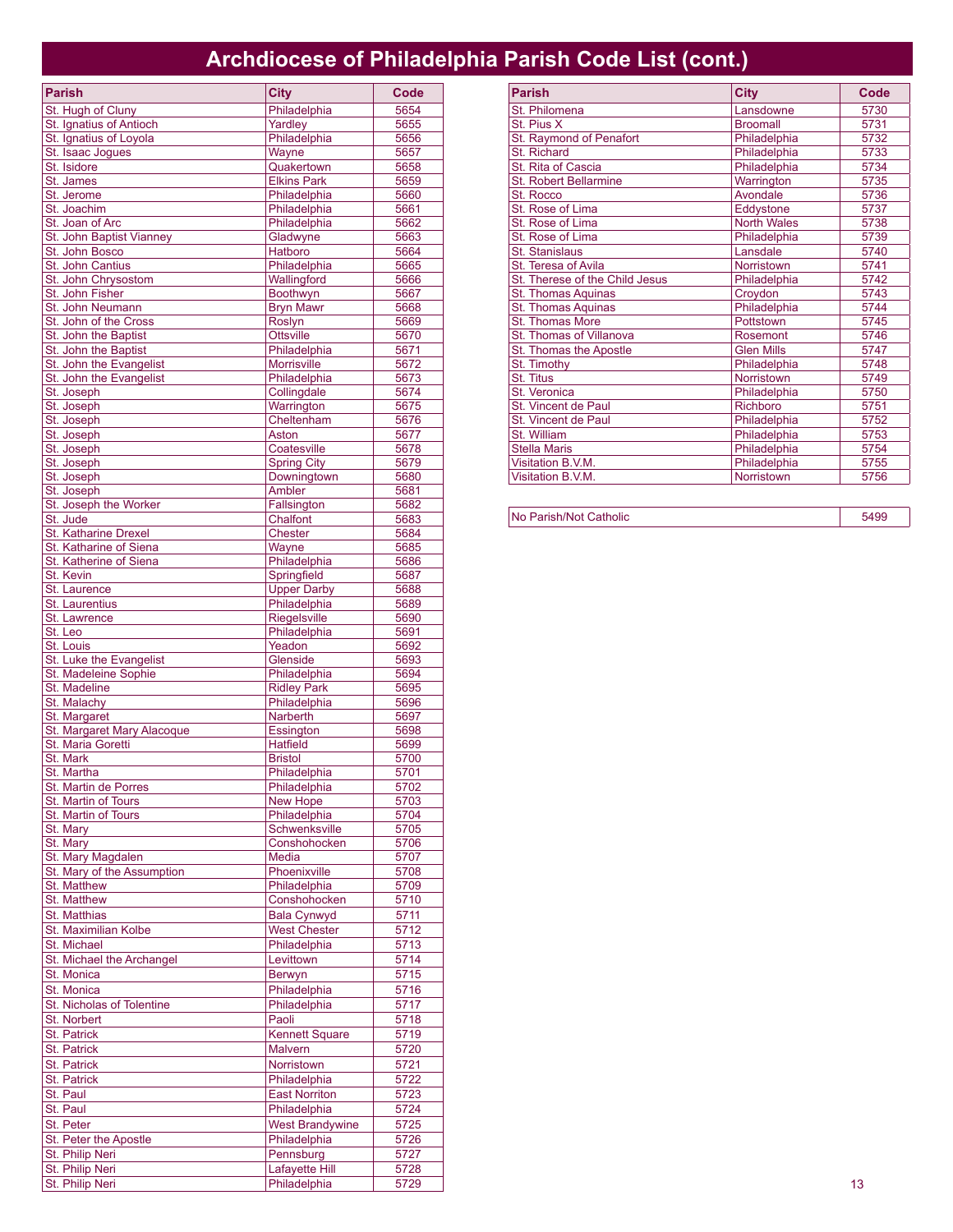# Archdiocese of Philadelphia Parish Code List (cont.)

| Parish | City | Code |
|---|---|---|
| St. Hugh of Cluny | Philadelphia | 5654 |
| St. Ignatius of Antioch | Yardley | 5655 |
| St. Ignatius of Loyola | Philadelphia | 5656 |
| St. Isaac Jogues | Wayne | 5657 |
| St. Isidore | Quakertown | 5658 |
| St. James | Elkins Park | 5659 |
| St. Jerome | Philadelphia | 5660 |
| St. Joachim | Philadelphia | 5661 |
| St. Joan of Arc | Philadelphia | 5662 |
| St. John Baptist Vianney | Gladwyne | 5663 |
| St. John Bosco | Hatboro | 5664 |
| St. John Cantius | Philadelphia | 5665 |
| St. John Chrysostom | Wallingford | 5666 |
| St. John Fisher | Boothwyn | 5667 |
| St. John Neumann | Bryn Mawr | 5668 |
| St. John of the Cross | Roslyn | 5669 |
| St. John the Baptist | Ottsville | 5670 |
| St. John the Baptist | Philadelphia | 5671 |
| St. John the Evangelist | Morrisville | 5672 |
| St. John the Evangelist | Philadelphia | 5673 |
| St. Joseph | Collingdale | 5674 |
| St. Joseph | Warrington | 5675 |
| St. Joseph | Cheltenham | 5676 |
| St. Joseph | Aston | 5677 |
| St. Joseph | Coatesville | 5678 |
| St. Joseph | Spring City | 5679 |
| St. Joseph | Downingtown | 5680 |
| St. Joseph | Ambler | 5681 |
| St. Joseph the Worker | Fallsington | 5682 |
| St. Jude | Chalfont | 5683 |
| St. Katharine Drexel | Chester | 5684 |
| St. Katharine of Siena | Wayne | 5685 |
| St. Katherine of Siena | Philadelphia | 5686 |
| St. Kevin | Springfield | 5687 |
| St. Laurence | Upper Darby | 5688 |
| St. Laurentius | Philadelphia | 5689 |
| St. Lawrence | Riegelsville | 5690 |
| St. Leo | Philadelphia | 5691 |
| St. Louis | Yeadon | 5692 |
| St. Luke the Evangelist | Glenside | 5693 |
| St. Madeleine Sophie | Philadelphia | 5694 |
| St. Madeline | Ridley Park | 5695 |
| St. Malachy | Philadelphia | 5696 |
| St. Margaret | Narberth | 5697 |
| St. Margaret Mary Alacoque | Essington | 5698 |
| St. Maria Goretti | Hatfield | 5699 |
| St. Mark | Bristol | 5700 |
| St. Martha | Philadelphia | 5701 |
| St. Martin de Porres | Philadelphia | 5702 |
| St. Martin of Tours | New Hope | 5703 |
| St. Martin of Tours | Philadelphia | 5704 |
| St. Mary | Schwenksville | 5705 |
| St. Mary | Conshohocken | 5706 |
| St. Mary Magdalen | Media | 5707 |
| St. Mary of the Assumption | Phoenixville | 5708 |
| St. Matthew | Philadelphia | 5709 |
| St. Matthew | Conshohocken | 5710 |
| St. Matthias | Bala Cynwyd | 5711 |
| St. Maximilian Kolbe | West Chester | 5712 |
| St. Michael | Philadelphia | 5713 |
| St. Michael the Archangel | Levittown | 5714 |
| St. Monica | Berwyn | 5715 |
| St. Monica | Philadelphia | 5716 |
| St. Nicholas of Tolentine | Philadelphia | 5717 |
| St. Norbert | Paoli | 5718 |
| St. Patrick | Kennett Square | 5719 |
| St. Patrick | Malvern | 5720 |
| St. Patrick | Norristown | 5721 |
| St. Patrick | Philadelphia | 5722 |
| St. Paul | East Norriton | 5723 |
| St. Paul | Philadelphia | 5724 |
| St. Peter | West Brandywine | 5725 |
| St. Peter the Apostle | Philadelphia | 5726 |
| St. Philip Neri | Pennsburg | 5727 |
| St. Philip Neri | Lafayette Hill | 5728 |
| St. Philip Neri | Philadelphia | 5729 |
| St. Philomena | Lansdowne | 5730 |
| St. Pius X | Broomall | 5731 |
| St. Raymond of Penafort | Philadelphia | 5732 |
| St. Richard | Philadelphia | 5733 |
| St. Rita of Cascia | Philadelphia | 5734 |
| St. Robert Bellarmine | Warrington | 5735 |
| St. Rocco | Avondale | 5736 |
| St. Rose of Lima | Eddystone | 5737 |
| St. Rose of Lima | North Wales | 5738 |
| St. Rose of Lima | Philadelphia | 5739 |
| St. Stanislaus | Lansdale | 5740 |
| St. Teresa of Avila | Norristown | 5741 |
| St. Therese of the Child Jesus | Philadelphia | 5742 |
| St. Thomas Aquinas | Croydon | 5743 |
| St. Thomas Aquinas | Philadelphia | 5744 |
| St. Thomas More | Pottstown | 5745 |
| St. Thomas of Villanova | Rosemont | 5746 |
| St. Thomas the Apostle | Glen Mills | 5747 |
| St. Timothy | Philadelphia | 5748 |
| St. Titus | Norristown | 5749 |
| St. Veronica | Philadelphia | 5750 |
| St. Vincent de Paul | Richboro | 5751 |
| St. Vincent de Paul | Philadelphia | 5752 |
| St. William | Philadelphia | 5753 |
| Stella Maris | Philadelphia | 5754 |
| Visitation B.V.M. | Philadelphia | 5755 |
| Visitation B.V.M. | Norristown | 5756 |

| No Parish/Not Catholic | 5499 |
|---|---|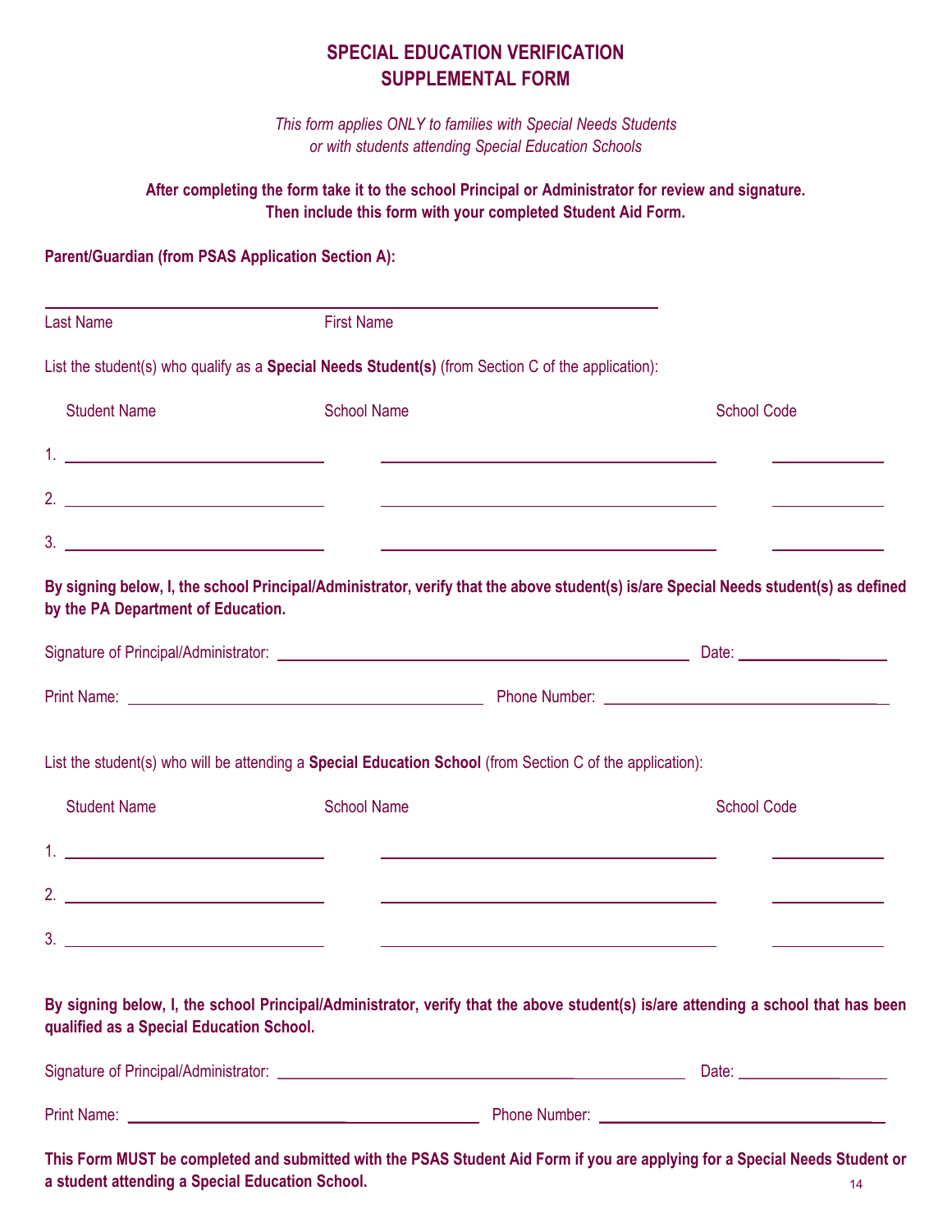# SPECIAL EDUCATION VERIFICATION SUPPLEMENTAL FORM

*This form applies ONLY to families with Special Needs Students or with students attending Special Education Schools*

**After completing the form take it to the school Principal or Administrator for review and signature. Then include this form with your completed Student Aid Form.**

**Parent/Guardian (from PSAS Application Section A):**

______________________________________________

Last Name First Name

List the student(s) who qualify as a **Special Needs Student(s)** (from Section C of the application):

| | Student Name | School Name | School Code |
|---|---|---|---|
| 1. | | | |
| 2. | | | |
| 3. | | | |

**By signing below, I, the school Principal/Administrator, verify that the above student(s) is/are Special Needs student(s) as defined by the PA Department of Education.**

Signature of Principal/Administrator: ______________________________ Date: ____________

Print Name: ______________________________ Phone Number: ______________________________

List the student(s) who will be attending a **Special Education School** (from Section C of the application):

| | Student Name | School Name | School Code |
|---|---|---|---|
| 1. | | | |
| 2. | | | |
| 3. | | | |

**By signing below, I, the school Principal/Administrator, verify that the above student(s) is/are attending a school that has been qualified as a Special Education School.**

Signature of Principal/Administrator: ______________________________ Date: ____________

Print Name: ______________________________ Phone Number: ______________________________

**This Form MUST be completed and submitted with the PSAS Student Aid Form if you are applying for a Special Needs Student or a student attending a Special Education School.**